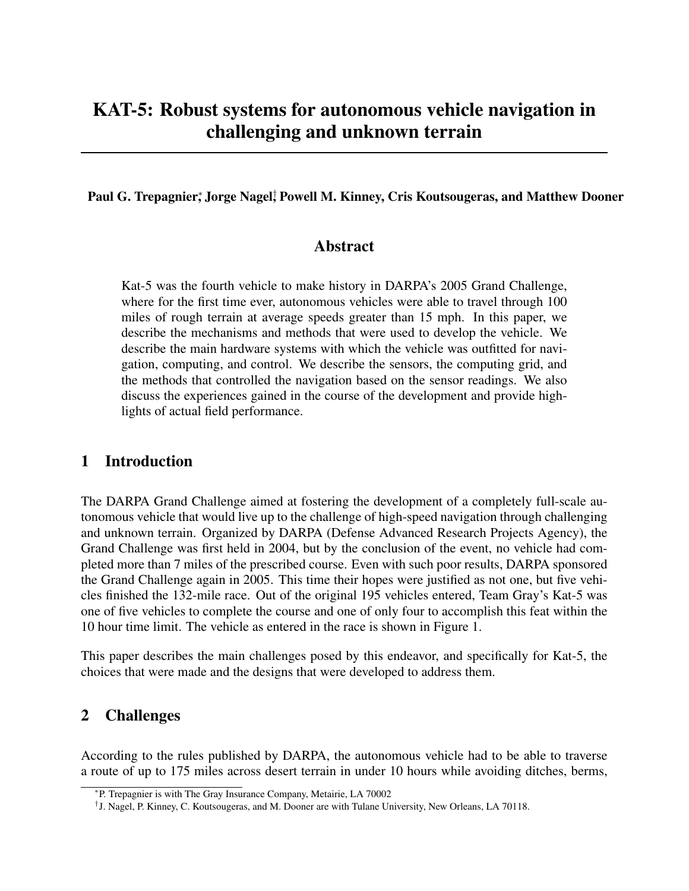# KAT-5: Robust systems for autonomous vehicle navigation in challenging and unknown terrain

**Paul G. Trepagnier[*], Jorge Nagel[†], Powell M. Kinney, Cris Koutsougeras, and Matthew Dooner**

## Abstract

Kat-5 was the fourth vehicle to make history in DARPA's 2005 Grand Challenge, where for the first time ever, autonomous vehicles were able to travel through 100 miles of rough terrain at average speeds greater than 15 mph. In this paper, we describe the mechanisms and methods that were used to develop the vehicle. We describe the main hardware systems with which the vehicle was outfitted for navigation, computing, and control. We describe the sensors, the computing grid, and the methods that controlled the navigation based on the sensor readings. We also discuss the experiences gained in the course of the development and provide highlights of actual field performance.

## 1 Introduction

The DARPA Grand Challenge aimed at fostering the development of a completely full-scale autonomous vehicle that would live up to the challenge of high-speed navigation through challenging and unknown terrain. Organized by DARPA (Defense Advanced Research Projects Agency), the Grand Challenge was first held in 2004, but by the conclusion of the event, no vehicle had completed more than 7 miles of the prescribed course. Even with such poor results, DARPA sponsored the Grand Challenge again in 2005. This time their hopes were justified as not one, but five vehicles finished the 132-mile race. Out of the original 195 vehicles entered, Team Gray's Kat-5 was one of five vehicles to complete the course and one of only four to accomplish this feat within the 10 hour time limit. The vehicle as entered in the race is shown in Figure 1.

This paper describes the main challenges posed by this endeavor, and specifically for Kat-5, the choices that were made and the designs that were developed to address them.

## 2 Challenges

According to the rules published by DARPA, the autonomous vehicle had to be able to traverse a route of up to 175 miles across desert terrain in under 10 hours while avoiding ditches, berms,

[*] P. Trepagnier is with The Gray Insurance Company, Metairie, LA 70002

[†] J. Nagel, P. Kinney, C. Koutsougeras, and M. Dooner are with Tulane University, New Orleans, LA 70118.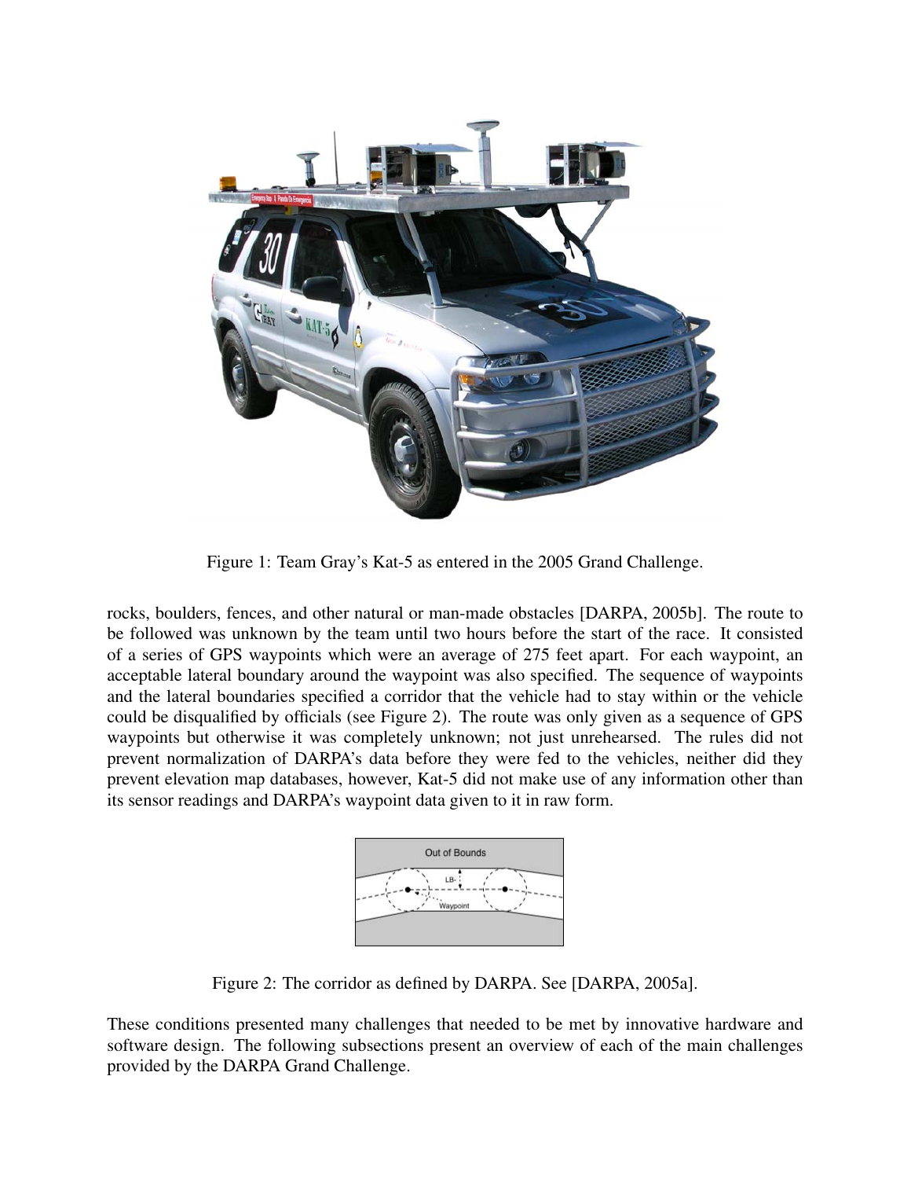Figure 1: Team Gray's Kat-5 as entered in the 2005 Grand Challenge.

rocks, boulders, fences, and other natural or man-made obstacles [DARPA, 2005b]. The route to be followed was unknown by the team until two hours before the start of the race. It consisted of a series of GPS waypoints which were an average of 275 feet apart. For each waypoint, an acceptable lateral boundary around the waypoint was also specified. The sequence of waypoints and the lateral boundaries specified a corridor that the vehicle had to stay within or the vehicle could be disqualified by officials (see Figure 2). The route was only given as a sequence of GPS waypoints but otherwise it was completely unknown; not just unrehearsed. The rules did not prevent normalization of DARPA's data before they were fed to the vehicles, neither did they prevent elevation map databases, however, Kat-5 did not make use of any information other than its sensor readings and DARPA's waypoint data given to it in raw form.

Figure 2: The corridor as defined by DARPA. See [DARPA, 2005a].

These conditions presented many challenges that needed to be met by innovative hardware and software design. The following subsections present an overview of each of the main challenges provided by the DARPA Grand Challenge.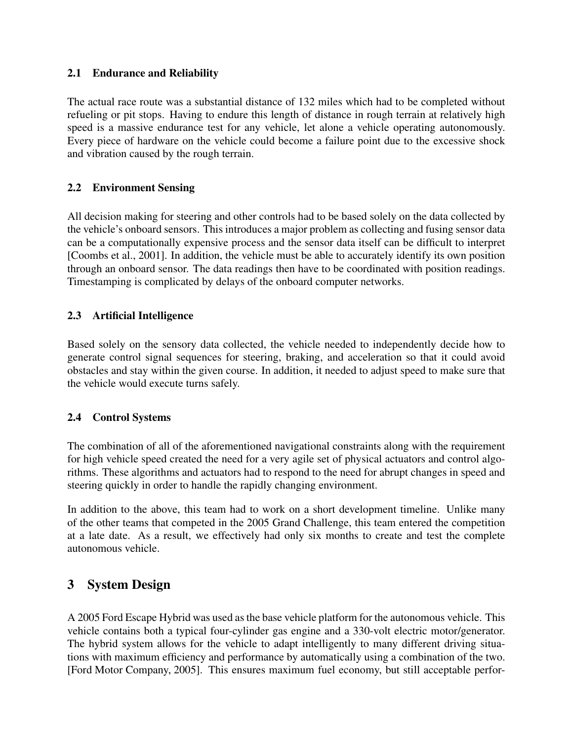### 2.1 Endurance and Reliability

The actual race route was a substantial distance of 132 miles which had to be completed without refueling or pit stops. Having to endure this length of distance in rough terrain at relatively high speed is a massive endurance test for any vehicle, let alone a vehicle operating autonomously. Every piece of hardware on the vehicle could become a failure point due to the excessive shock and vibration caused by the rough terrain.

### 2.2 Environment Sensing

All decision making for steering and other controls had to be based solely on the data collected by the vehicle's onboard sensors. This introduces a major problem as collecting and fusing sensor data can be a computationally expensive process and the sensor data itself can be difficult to interpret [Coombs et al., 2001]. In addition, the vehicle must be able to accurately identify its own position through an onboard sensor. The data readings then have to be coordinated with position readings. Timestamping is complicated by delays of the onboard computer networks.

### 2.3 Artificial Intelligence

Based solely on the sensory data collected, the vehicle needed to independently decide how to generate control signal sequences for steering, braking, and acceleration so that it could avoid obstacles and stay within the given course. In addition, it needed to adjust speed to make sure that the vehicle would execute turns safely.

### 2.4 Control Systems

The combination of all of the aforementioned navigational constraints along with the requirement for high vehicle speed created the need for a very agile set of physical actuators and control algorithms. These algorithms and actuators had to respond to the need for abrupt changes in speed and steering quickly in order to handle the rapidly changing environment.

In addition to the above, this team had to work on a short development timeline. Unlike many of the other teams that competed in the 2005 Grand Challenge, this team entered the competition at a late date. As a result, we effectively had only six months to create and test the complete autonomous vehicle.

## 3 System Design

A 2005 Ford Escape Hybrid was used as the base vehicle platform for the autonomous vehicle. This vehicle contains both a typical four-cylinder gas engine and a 330-volt electric motor/generator. The hybrid system allows for the vehicle to adapt intelligently to many different driving situations with maximum efficiency and performance by automatically using a combination of the two. [Ford Motor Company, 2005]. This ensures maximum fuel economy, but still acceptable perfor-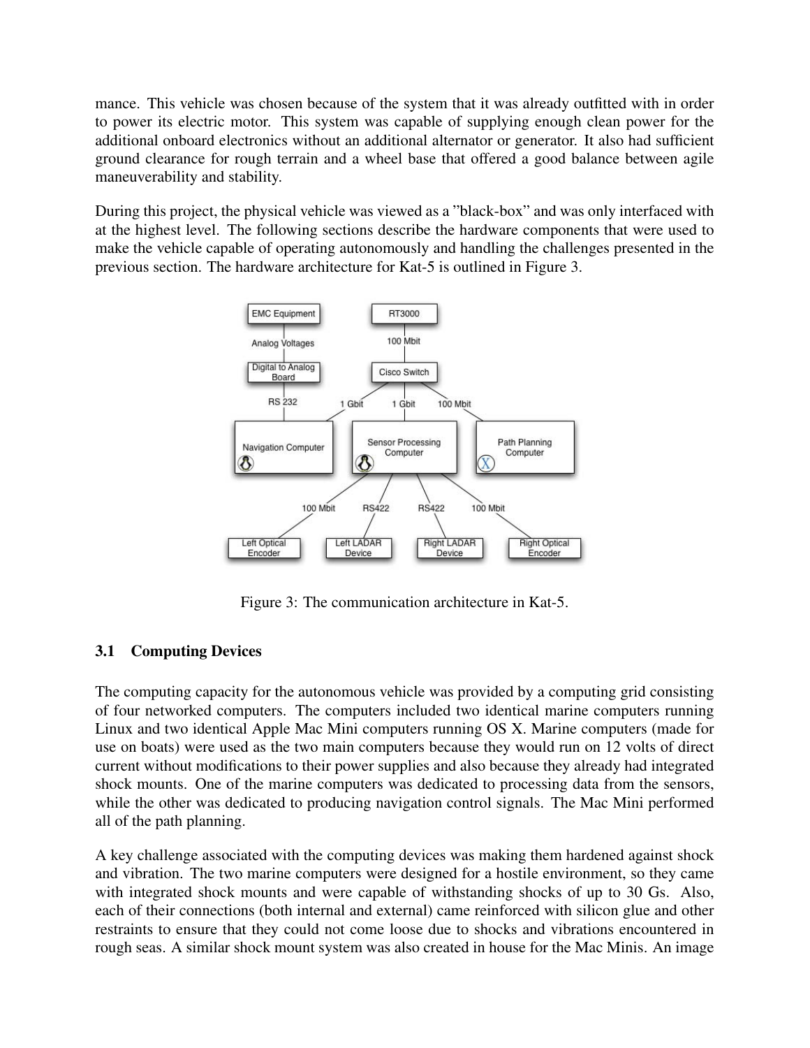mance. This vehicle was chosen because of the system that it was already outfitted with in order to power its electric motor. This system was capable of supplying enough clean power for the additional onboard electronics without an additional alternator or generator. It also had sufficient ground clearance for rough terrain and a wheel base that offered a good balance between agile maneuverability and stability.

During this project, the physical vehicle was viewed as a "black-box" and was only interfaced with at the highest level. The following sections describe the hardware components that were used to make the vehicle capable of operating autonomously and handling the challenges presented in the previous section. The hardware architecture for Kat-5 is outlined in Figure 3.

EMC Equipment
Analog Voltages
Digital to Analog Board
RS 232
RT3000
100 Mbit
Cisco Switch
1 Gbit
1 Gbit
100 Mbit
Navigation Computer
Sensor Processing Computer
Path Planning Computer
100 Mbit
RS422
RS422
100 Mbit
Left Optical Encoder
Left LADAR Device
Right LADAR Device
Right Optical Encoder

Figure 3: The communication architecture in Kat-5.

### 3.1 Computing Devices

The computing capacity for the autonomous vehicle was provided by a computing grid consisting of four networked computers. The computers included two identical marine computers running Linux and two identical Apple Mac Mini computers running OS X. Marine computers (made for use on boats) were used as the two main computers because they would run on 12 volts of direct current without modifications to their power supplies and also because they already had integrated shock mounts. One of the marine computers was dedicated to processing data from the sensors, while the other was dedicated to producing navigation control signals. The Mac Mini performed all of the path planning.

A key challenge associated with the computing devices was making them hardened against shock and vibration. The two marine computers were designed for a hostile environment, so they came with integrated shock mounts and were capable of withstanding shocks of up to 30 Gs. Also, each of their connections (both internal and external) came reinforced with silicon glue and other restraints to ensure that they could not come loose due to shocks and vibrations encountered in rough seas. A similar shock mount system was also created in house for the Mac Minis. An image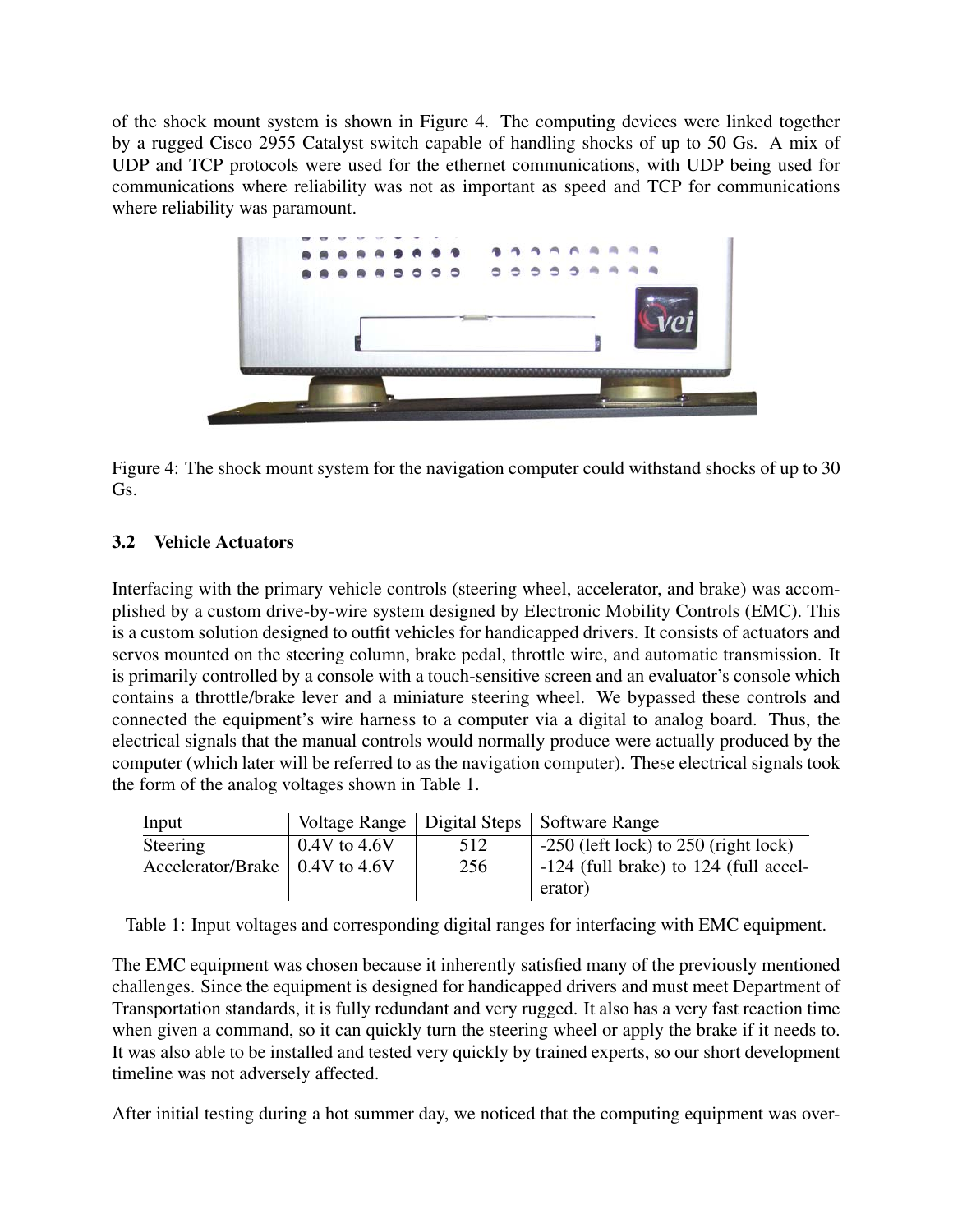of the shock mount system is shown in Figure 4. The computing devices were linked together by a rugged Cisco 2955 Catalyst switch capable of handling shocks of up to 50 Gs. A mix of UDP and TCP protocols were used for the ethernet communications, with UDP being used for communications where reliability was not as important as speed and TCP for communications where reliability was paramount.

Figure 4: The shock mount system for the navigation computer could withstand shocks of up to 30 Gs.

### 3.2 Vehicle Actuators

Interfacing with the primary vehicle controls (steering wheel, accelerator, and brake) was accomplished by a custom drive-by-wire system designed by Electronic Mobility Controls (EMC). This is a custom solution designed to outfit vehicles for handicapped drivers. It consists of actuators and servos mounted on the steering column, brake pedal, throttle wire, and automatic transmission. It is primarily controlled by a console with a touch-sensitive screen and an evaluator's console which contains a throttle/brake lever and a miniature steering wheel. We bypassed these controls and connected the equipment's wire harness to a computer via a digital to analog board. Thus, the electrical signals that the manual controls would normally produce were actually produced by the computer (which later will be referred to as the navigation computer). These electrical signals took the form of the analog voltages shown in Table 1.

| Input | Voltage Range | Digital Steps | Software Range |
|---|---|---|---|
| Steering | 0.4V to 4.6V | 512 | -250 (left lock) to 250 (right lock) |
| Accelerator/Brake | 0.4V to 4.6V | 256 | -124 (full brake) to 124 (full accelerator) |

Table 1: Input voltages and corresponding digital ranges for interfacing with EMC equipment.

The EMC equipment was chosen because it inherently satisfied many of the previously mentioned challenges. Since the equipment is designed for handicapped drivers and must meet Department of Transportation standards, it is fully redundant and very rugged. It also has a very fast reaction time when given a command, so it can quickly turn the steering wheel or apply the brake if it needs to. It was also able to be installed and tested very quickly by trained experts, so our short development timeline was not adversely affected.

After initial testing during a hot summer day, we noticed that the computing equipment was over-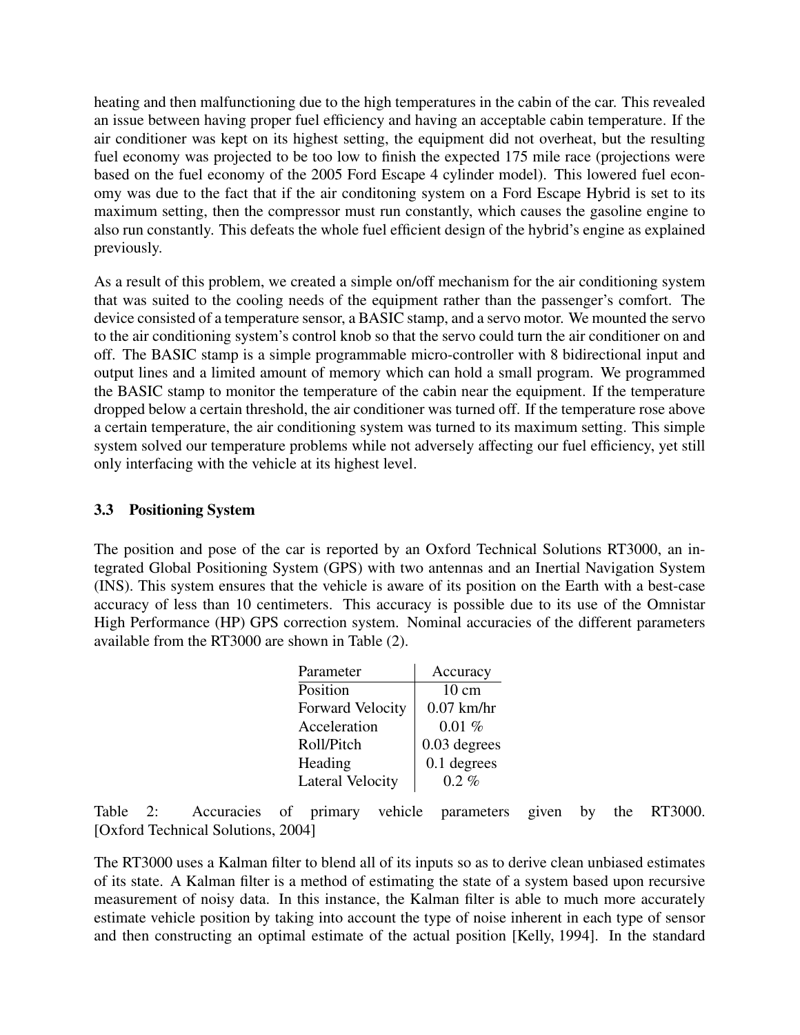heating and then malfunctioning due to the high temperatures in the cabin of the car. This revealed an issue between having proper fuel efficiency and having an acceptable cabin temperature. If the air conditioner was kept on its highest setting, the equipment did not overheat, but the resulting fuel economy was projected to be too low to finish the expected 175 mile race (projections were based on the fuel economy of the 2005 Ford Escape 4 cylinder model). This lowered fuel economy was due to the fact that if the air conditoning system on a Ford Escape Hybrid is set to its maximum setting, then the compressor must run constantly, which causes the gasoline engine to also run constantly. This defeats the whole fuel efficient design of the hybrid's engine as explained previously.

As a result of this problem, we created a simple on/off mechanism for the air conditioning system that was suited to the cooling needs of the equipment rather than the passenger's comfort. The device consisted of a temperature sensor, a BASIC stamp, and a servo motor. We mounted the servo to the air conditioning system's control knob so that the servo could turn the air conditioner on and off. The BASIC stamp is a simple programmable micro-controller with 8 bidirectional input and output lines and a limited amount of memory which can hold a small program. We programmed the BASIC stamp to monitor the temperature of the cabin near the equipment. If the temperature dropped below a certain threshold, the air conditioner was turned off. If the temperature rose above a certain temperature, the air conditioning system was turned to its maximum setting. This simple system solved our temperature problems while not adversely affecting our fuel efficiency, yet still only interfacing with the vehicle at its highest level.

### 3.3 Positioning System

The position and pose of the car is reported by an Oxford Technical Solutions RT3000, an integrated Global Positioning System (GPS) with two antennas and an Inertial Navigation System (INS). This system ensures that the vehicle is aware of its position on the Earth with a best-case accuracy of less than 10 centimeters. This accuracy is possible due to its use of the Omnistar High Performance (HP) GPS correction system. Nominal accuracies of the different parameters available from the RT3000 are shown in Table (2).

| Parameter | Accuracy |
|---|---|
| Position | 10 cm |
| Forward Velocity | 0.07 km/hr |
| Acceleration | 0.01 % |
| Roll/Pitch | 0.03 degrees |
| Heading | 0.1 degrees |
| Lateral Velocity | 0.2 % |

Table 2: Accuracies of primary vehicle parameters given by the RT3000. [Oxford Technical Solutions, 2004]

The RT3000 uses a Kalman filter to blend all of its inputs so as to derive clean unbiased estimates of its state. A Kalman filter is a method of estimating the state of a system based upon recursive measurement of noisy data. In this instance, the Kalman filter is able to much more accurately estimate vehicle position by taking into account the type of noise inherent in each type of sensor and then constructing an optimal estimate of the actual position [Kelly, 1994]. In the standard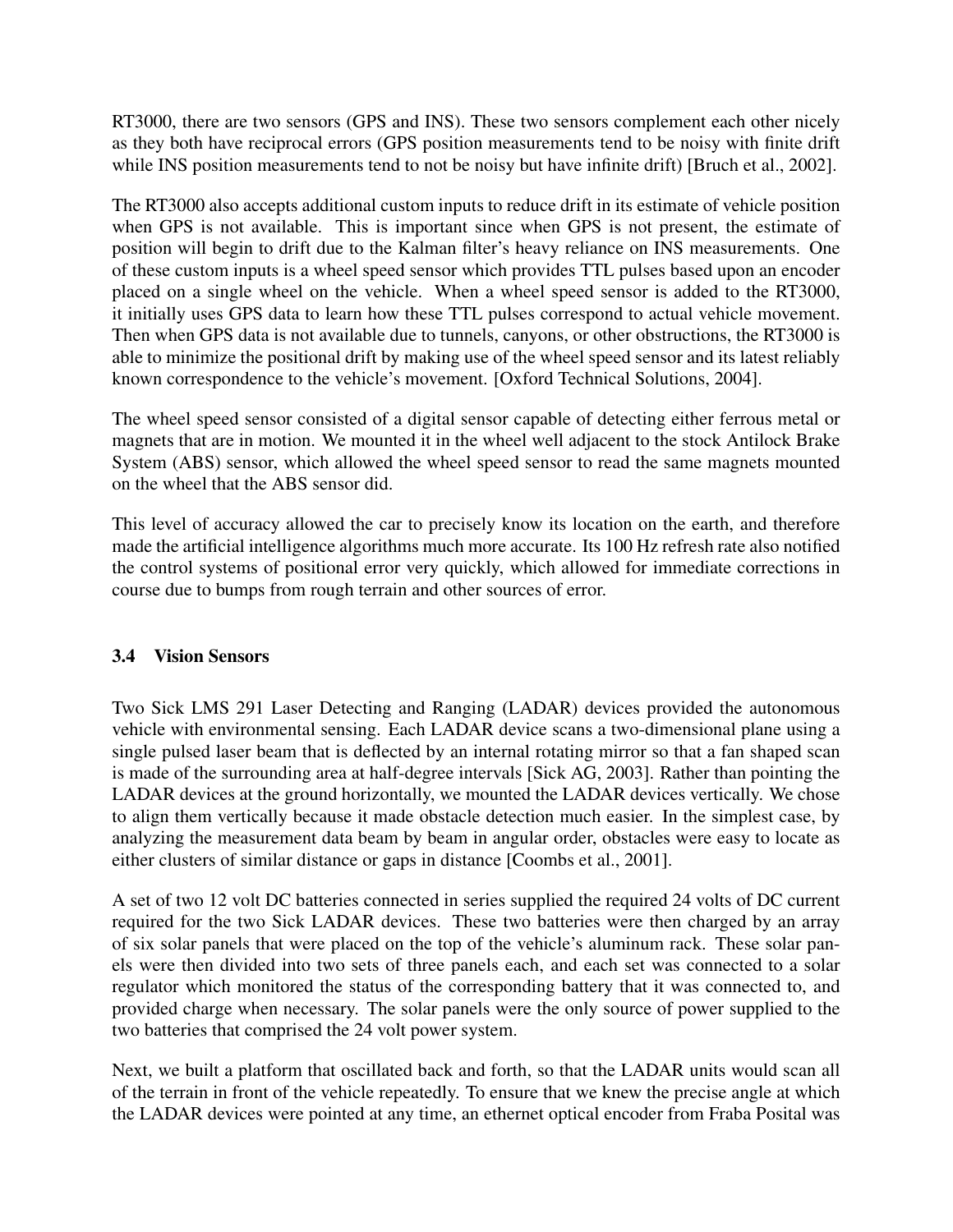RT3000, there are two sensors (GPS and INS). These two sensors complement each other nicely as they both have reciprocal errors (GPS position measurements tend to be noisy with finite drift while INS position measurements tend to not be noisy but have infinite drift) [Bruch et al., 2002].

The RT3000 also accepts additional custom inputs to reduce drift in its estimate of vehicle position when GPS is not available. This is important since when GPS is not present, the estimate of position will begin to drift due to the Kalman filter's heavy reliance on INS measurements. One of these custom inputs is a wheel speed sensor which provides TTL pulses based upon an encoder placed on a single wheel on the vehicle. When a wheel speed sensor is added to the RT3000, it initially uses GPS data to learn how these TTL pulses correspond to actual vehicle movement. Then when GPS data is not available due to tunnels, canyons, or other obstructions, the RT3000 is able to minimize the positional drift by making use of the wheel speed sensor and its latest reliably known correspondence to the vehicle's movement. [Oxford Technical Solutions, 2004].

The wheel speed sensor consisted of a digital sensor capable of detecting either ferrous metal or magnets that are in motion. We mounted it in the wheel well adjacent to the stock Antilock Brake System (ABS) sensor, which allowed the wheel speed sensor to read the same magnets mounted on the wheel that the ABS sensor did.

This level of accuracy allowed the car to precisely know its location on the earth, and therefore made the artificial intelligence algorithms much more accurate. Its 100 Hz refresh rate also notified the control systems of positional error very quickly, which allowed for immediate corrections in course due to bumps from rough terrain and other sources of error.

### 3.4 Vision Sensors

Two Sick LMS 291 Laser Detecting and Ranging (LADAR) devices provided the autonomous vehicle with environmental sensing. Each LADAR device scans a two-dimensional plane using a single pulsed laser beam that is deflected by an internal rotating mirror so that a fan shaped scan is made of the surrounding area at half-degree intervals [Sick AG, 2003]. Rather than pointing the LADAR devices at the ground horizontally, we mounted the LADAR devices vertically. We chose to align them vertically because it made obstacle detection much easier. In the simplest case, by analyzing the measurement data beam by beam in angular order, obstacles were easy to locate as either clusters of similar distance or gaps in distance [Coombs et al., 2001].

A set of two 12 volt DC batteries connected in series supplied the required 24 volts of DC current required for the two Sick LADAR devices. These two batteries were then charged by an array of six solar panels that were placed on the top of the vehicle's aluminum rack. These solar panels were then divided into two sets of three panels each, and each set was connected to a solar regulator which monitored the status of the corresponding battery that it was connected to, and provided charge when necessary. The solar panels were the only source of power supplied to the two batteries that comprised the 24 volt power system.

Next, we built a platform that oscillated back and forth, so that the LADAR units would scan all of the terrain in front of the vehicle repeatedly. To ensure that we knew the precise angle at which the LADAR devices were pointed at any time, an ethernet optical encoder from Fraba Posital was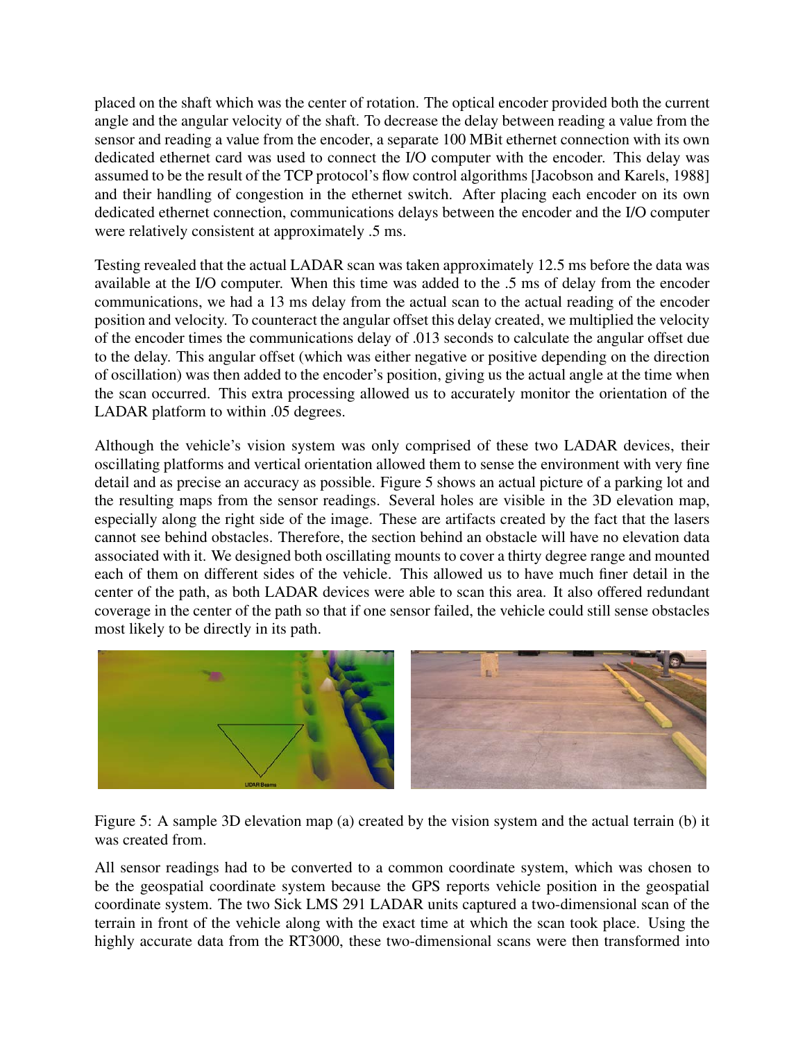placed on the shaft which was the center of rotation. The optical encoder provided both the current angle and the angular velocity of the shaft. To decrease the delay between reading a value from the sensor and reading a value from the encoder, a separate 100 MBit ethernet connection with its own dedicated ethernet card was used to connect the I/O computer with the encoder. This delay was assumed to be the result of the TCP protocol's flow control algorithms [Jacobson and Karels, 1988] and their handling of congestion in the ethernet switch. After placing each encoder on its own dedicated ethernet connection, communications delays between the encoder and the I/O computer were relatively consistent at approximately .5 ms.

Testing revealed that the actual LADAR scan was taken approximately 12.5 ms before the data was available at the I/O computer. When this time was added to the .5 ms of delay from the encoder communications, we had a 13 ms delay from the actual scan to the actual reading of the encoder position and velocity. To counteract the angular offset this delay created, we multiplied the velocity of the encoder times the communications delay of .013 seconds to calculate the angular offset due to the delay. This angular offset (which was either negative or positive depending on the direction of oscillation) was then added to the encoder's position, giving us the actual angle at the time when the scan occurred. This extra processing allowed us to accurately monitor the orientation of the LADAR platform to within .05 degrees.

Although the vehicle's vision system was only comprised of these two LADAR devices, their oscillating platforms and vertical orientation allowed them to sense the environment with very fine detail and as precise an accuracy as possible. Figure 5 shows an actual picture of a parking lot and the resulting maps from the sensor readings. Several holes are visible in the 3D elevation map, especially along the right side of the image. These are artifacts created by the fact that the lasers cannot see behind obstacles. Therefore, the section behind an obstacle will have no elevation data associated with it. We designed both oscillating mounts to cover a thirty degree range and mounted each of them on different sides of the vehicle. This allowed us to have much finer detail in the center of the path, as both LADAR devices were able to scan this area. It also offered redundant coverage in the center of the path so that if one sensor failed, the vehicle could still sense obstacles most likely to be directly in its path.

Figure 5: A sample 3D elevation map (a) created by the vision system and the actual terrain (b) it was created from.

All sensor readings had to be converted to a common coordinate system, which was chosen to be the geospatial coordinate system because the GPS reports vehicle position in the geospatial coordinate system. The two Sick LMS 291 LADAR units captured a two-dimensional scan of the terrain in front of the vehicle along with the exact time at which the scan took place. Using the highly accurate data from the RT3000, these two-dimensional scans were then transformed into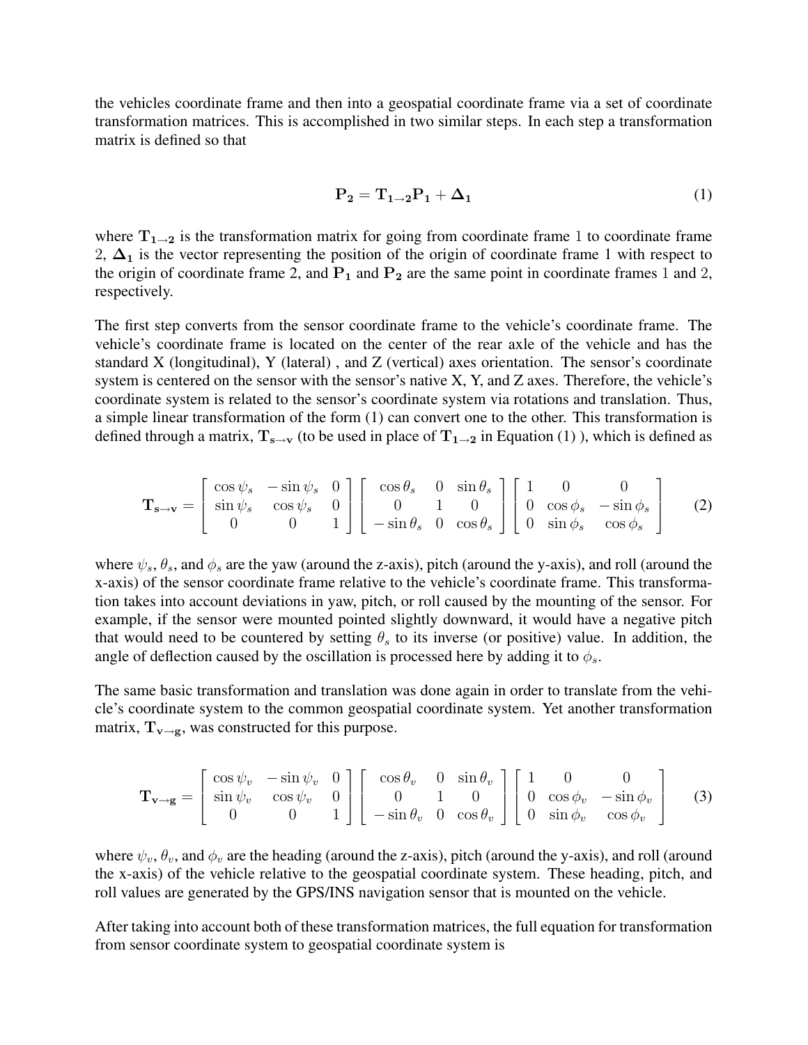the vehicles coordinate frame and then into a geospatial coordinate frame via a set of coordinate transformation matrices. This is accomplished in two similar steps. In each step a transformation matrix is defined so that

$$\mathbf{P_2} = \mathbf{T_{1 \to 2}} \mathbf{P_1} + \mathbf{\Delta_1} \tag{1}$$

where $\mathbf{T_{1 \to 2}}$ is the transformation matrix for going from coordinate frame 1 to coordinate frame 2, $\mathbf{\Delta_1}$ is the vector representing the position of the origin of coordinate frame 1 with respect to the origin of coordinate frame 2, and $\mathbf{P_1}$ and $\mathbf{P_2}$ are the same point in coordinate frames 1 and 2, respectively.

The first step converts from the sensor coordinate frame to the vehicle's coordinate frame. The vehicle's coordinate frame is located on the center of the rear axle of the vehicle and has the standard X (longitudinal), Y (lateral) , and Z (vertical) axes orientation. The sensor's coordinate system is centered on the sensor with the sensor's native X, Y, and Z axes. Therefore, the vehicle's coordinate system is related to the sensor's coordinate system via rotations and translation. Thus, a simple linear transformation of the form (1) can convert one to the other. This transformation is defined through a matrix, $\mathbf{T_{s \to v}}$ (to be used in place of $\mathbf{T_{1 \to 2}}$ in Equation (1) ), which is defined as

$$\mathbf{T_{s \to v}} = \begin{bmatrix} \cos\psi_s & -\sin\psi_s & 0 \\ \sin\psi_s & \cos\psi_s & 0 \\ 0 & 0 & 1 \end{bmatrix} \begin{bmatrix} \cos\theta_s & 0 & \sin\theta_s \\ 0 & 1 & 0 \\ -\sin\theta_s & 0 & \cos\theta_s \end{bmatrix} \begin{bmatrix} 1 & 0 & 0 \\ 0 & \cos\phi_s & -\sin\phi_s \\ 0 & \sin\phi_s & \cos\phi_s \end{bmatrix} \tag{2}$$

where $\psi_s$, $\theta_s$, and $\phi_s$ are the yaw (around the z-axis), pitch (around the y-axis), and roll (around the x-axis) of the sensor coordinate frame relative to the vehicle's coordinate frame. This transformation takes into account deviations in yaw, pitch, or roll caused by the mounting of the sensor. For example, if the sensor were mounted pointed slightly downward, it would have a negative pitch that would need to be countered by setting $\theta_s$ to its inverse (or positive) value. In addition, the angle of deflection caused by the oscillation is processed here by adding it to $\phi_s$.

The same basic transformation and translation was done again in order to translate from the vehicle's coordinate system to the common geospatial coordinate system. Yet another transformation matrix, $\mathbf{T_{v \to g}}$, was constructed for this purpose.

$$\mathbf{T_{v \to g}} = \begin{bmatrix} \cos\psi_v & -\sin\psi_v & 0 \\ \sin\psi_v & \cos\psi_v & 0 \\ 0 & 0 & 1 \end{bmatrix} \begin{bmatrix} \cos\theta_v & 0 & \sin\theta_v \\ 0 & 1 & 0 \\ -\sin\theta_v & 0 & \cos\theta_v \end{bmatrix} \begin{bmatrix} 1 & 0 & 0 \\ 0 & \cos\phi_v & -\sin\phi_v \\ 0 & \sin\phi_v & \cos\phi_v \end{bmatrix} \tag{3}$$

where $\psi_v$, $\theta_v$, and $\phi_v$ are the heading (around the z-axis), pitch (around the y-axis), and roll (around the x-axis) of the vehicle relative to the geospatial coordinate system. These heading, pitch, and roll values are generated by the GPS/INS navigation sensor that is mounted on the vehicle.

After taking into account both of these transformation matrices, the full equation for transformation from sensor coordinate system to geospatial coordinate system is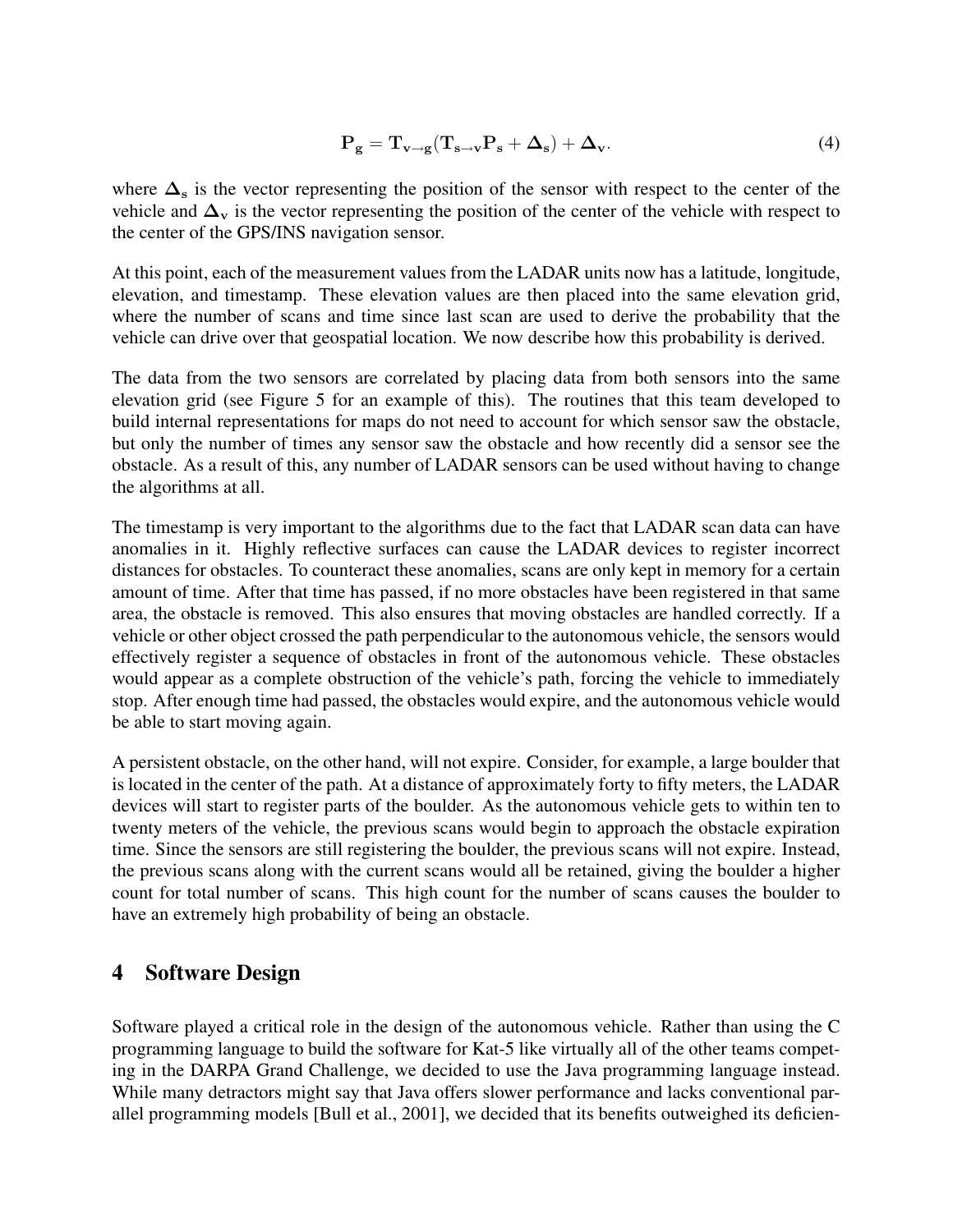$$\mathbf{P_g} = \mathbf{T_{v \to g}}(\mathbf{T_{s \to v}} \mathbf{P_s} + \mathbf{\Delta_s}) + \mathbf{\Delta_v}. \tag{4}$$

where $\mathbf{\Delta_s}$ is the vector representing the position of the sensor with respect to the center of the vehicle and $\mathbf{\Delta_v}$ is the vector representing the position of the center of the vehicle with respect to the center of the GPS/INS navigation sensor.

At this point, each of the measurement values from the LADAR units now has a latitude, longitude, elevation, and timestamp. These elevation values are then placed into the same elevation grid, where the number of scans and time since last scan are used to derive the probability that the vehicle can drive over that geospatial location. We now describe how this probability is derived.

The data from the two sensors are correlated by placing data from both sensors into the same elevation grid (see Figure 5 for an example of this). The routines that this team developed to build internal representations for maps do not need to account for which sensor saw the obstacle, but only the number of times any sensor saw the obstacle and how recently did a sensor see the obstacle. As a result of this, any number of LADAR sensors can be used without having to change the algorithms at all.

The timestamp is very important to the algorithms due to the fact that LADAR scan data can have anomalies in it. Highly reflective surfaces can cause the LADAR devices to register incorrect distances for obstacles. To counteract these anomalies, scans are only kept in memory for a certain amount of time. After that time has passed, if no more obstacles have been registered in that same area, the obstacle is removed. This also ensures that moving obstacles are handled correctly. If a vehicle or other object crossed the path perpendicular to the autonomous vehicle, the sensors would effectively register a sequence of obstacles in front of the autonomous vehicle. These obstacles would appear as a complete obstruction of the vehicle's path, forcing the vehicle to immediately stop. After enough time had passed, the obstacles would expire, and the autonomous vehicle would be able to start moving again.

A persistent obstacle, on the other hand, will not expire. Consider, for example, a large boulder that is located in the center of the path. At a distance of approximately forty to fifty meters, the LADAR devices will start to register parts of the boulder. As the autonomous vehicle gets to within ten to twenty meters of the vehicle, the previous scans would begin to approach the obstacle expiration time. Since the sensors are still registering the boulder, the previous scans will not expire. Instead, the previous scans along with the current scans would all be retained, giving the boulder a higher count for total number of scans. This high count for the number of scans causes the boulder to have an extremely high probability of being an obstacle.

## 4 Software Design

Software played a critical role in the design of the autonomous vehicle. Rather than using the C programming language to build the software for Kat-5 like virtually all of the other teams competing in the DARPA Grand Challenge, we decided to use the Java programming language instead. While many detractors might say that Java offers slower performance and lacks conventional parallel programming models [Bull et al., 2001], we decided that its benefits outweighed its deficien-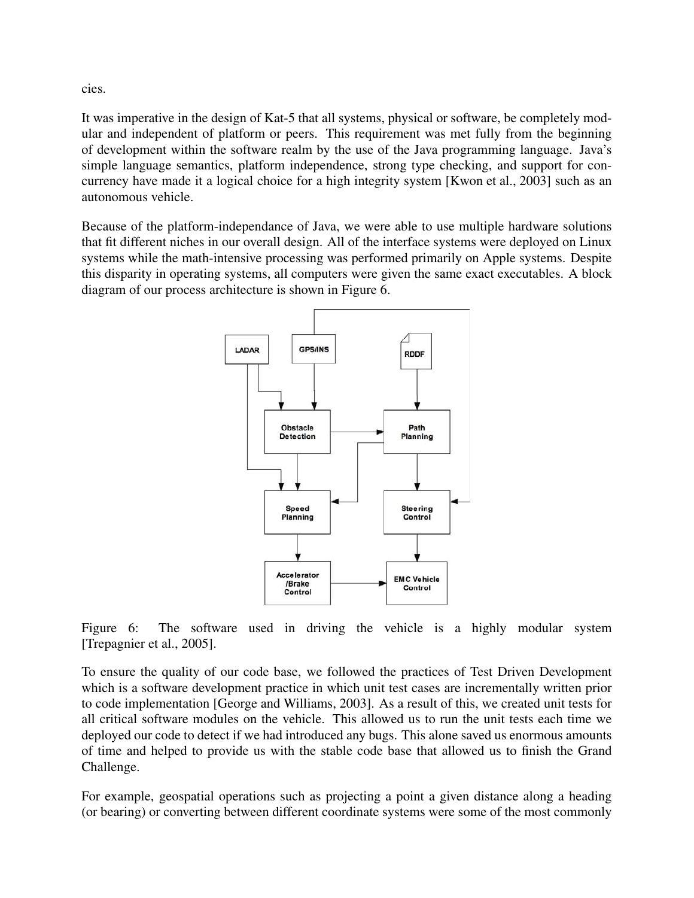cies.

It was imperative in the design of Kat-5 that all systems, physical or software, be completely modular and independent of platform or peers. This requirement was met fully from the beginning of development within the software realm by the use of the Java programming language. Java's simple language semantics, platform independence, strong type checking, and support for concurrency have made it a logical choice for a high integrity system [Kwon et al., 2003] such as an autonomous vehicle.

Because of the platform-independance of Java, we were able to use multiple hardware solutions that fit different niches in our overall design. All of the interface systems were deployed on Linux systems while the math-intensive processing was performed primarily on Apple systems. Despite this disparity in operating systems, all computers were given the same exact executables. A block diagram of our process architecture is shown in Figure 6.

Figure 6: The software used in driving the vehicle is a highly modular system [Trepagnier et al., 2005].

To ensure the quality of our code base, we followed the practices of Test Driven Development which is a software development practice in which unit test cases are incrementally written prior to code implementation [George and Williams, 2003]. As a result of this, we created unit tests for all critical software modules on the vehicle. This allowed us to run the unit tests each time we deployed our code to detect if we had introduced any bugs. This alone saved us enormous amounts of time and helped to provide us with the stable code base that allowed us to finish the Grand Challenge.

For example, geospatial operations such as projecting a point a given distance along a heading (or bearing) or converting between different coordinate systems were some of the most commonly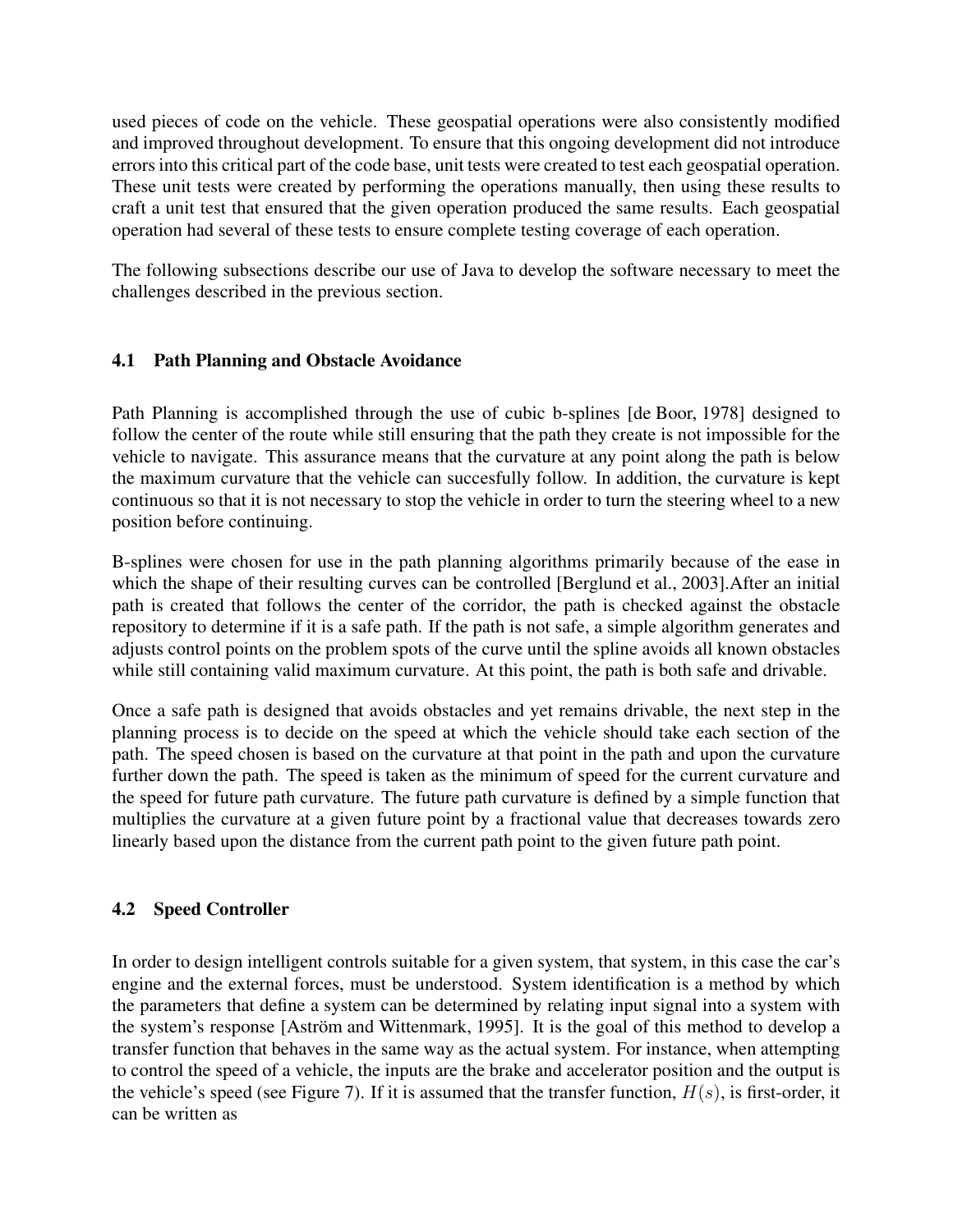used pieces of code on the vehicle. These geospatial operations were also consistently modified and improved throughout development. To ensure that this ongoing development did not introduce errors into this critical part of the code base, unit tests were created to test each geospatial operation. These unit tests were created by performing the operations manually, then using these results to craft a unit test that ensured that the given operation produced the same results. Each geospatial operation had several of these tests to ensure complete testing coverage of each operation.

The following subsections describe our use of Java to develop the software necessary to meet the challenges described in the previous section.

### 4.1 Path Planning and Obstacle Avoidance

Path Planning is accomplished through the use of cubic b-splines [de Boor, 1978] designed to follow the center of the route while still ensuring that the path they create is not impossible for the vehicle to navigate. This assurance means that the curvature at any point along the path is below the maximum curvature that the vehicle can succesfully follow. In addition, the curvature is kept continuous so that it is not necessary to stop the vehicle in order to turn the steering wheel to a new position before continuing.

B-splines were chosen for use in the path planning algorithms primarily because of the ease in which the shape of their resulting curves can be controlled [Berglund et al., 2003].After an initial path is created that follows the center of the corridor, the path is checked against the obstacle repository to determine if it is a safe path. If the path is not safe, a simple algorithm generates and adjusts control points on the problem spots of the curve until the spline avoids all known obstacles while still containing valid maximum curvature. At this point, the path is both safe and drivable.

Once a safe path is designed that avoids obstacles and yet remains drivable, the next step in the planning process is to decide on the speed at which the vehicle should take each section of the path. The speed chosen is based on the curvature at that point in the path and upon the curvature further down the path. The speed is taken as the minimum of speed for the current curvature and the speed for future path curvature. The future path curvature is defined by a simple function that multiplies the curvature at a given future point by a fractional value that decreases towards zero linearly based upon the distance from the current path point to the given future path point.

### 4.2 Speed Controller

In order to design intelligent controls suitable for a given system, that system, in this case the car's engine and the external forces, must be understood. System identification is a method by which the parameters that define a system can be determined by relating input signal into a system with the system's response [Aström and Wittenmark, 1995]. It is the goal of this method to develop a transfer function that behaves in the same way as the actual system. For instance, when attempting to control the speed of a vehicle, the inputs are the brake and accelerator position and the output is the vehicle's speed (see Figure 7). If it is assumed that the transfer function, $H(s)$, is first-order, it can be written as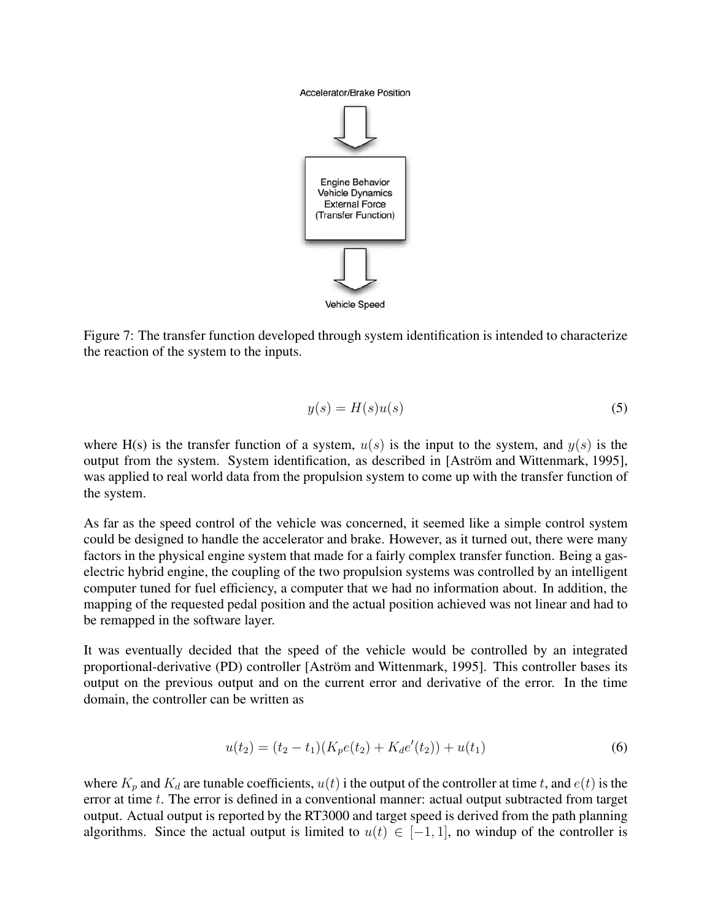Accelerator/Brake Position

Engine Behavior
Vehicle Dynamics
External Force
(Transfer Function)

Vehicle Speed

Figure 7: The transfer function developed through system identification is intended to characterize the reaction of the system to the inputs.

$$y(s) = H(s)u(s) \tag{5}$$

where H(s) is the transfer function of a system, $u(s)$ is the input to the system, and $y(s)$ is the output from the system. System identification, as described in [Aström and Wittenmark, 1995], was applied to real world data from the propulsion system to come up with the transfer function of the system.

As far as the speed control of the vehicle was concerned, it seemed like a simple control system could be designed to handle the accelerator and brake. However, as it turned out, there were many factors in the physical engine system that made for a fairly complex transfer function. Being a gas-electric hybrid engine, the coupling of the two propulsion systems was controlled by an intelligent computer tuned for fuel efficiency, a computer that we had no information about. In addition, the mapping of the requested pedal position and the actual position achieved was not linear and had to be remapped in the software layer.

It was eventually decided that the speed of the vehicle would be controlled by an integrated proportional-derivative (PD) controller [Aström and Wittenmark, 1995]. This controller bases its output on the previous output and on the current error and derivative of the error. In the time domain, the controller can be written as

$$u(t_2) = (t_2 - t_1)(K_p e(t_2) + K_d e'(t_2)) + u(t_1) \tag{6}$$

where $K_p$ and $K_d$ are tunable coefficients, $u(t)$ i the output of the controller at time $t$, and $e(t)$ is the error at time $t$. The error is defined in a conventional manner: actual output subtracted from target output. Actual output is reported by the RT3000 and target speed is derived from the path planning algorithms. Since the actual output is limited to $u(t) \in [-1, 1]$, no windup of the controller is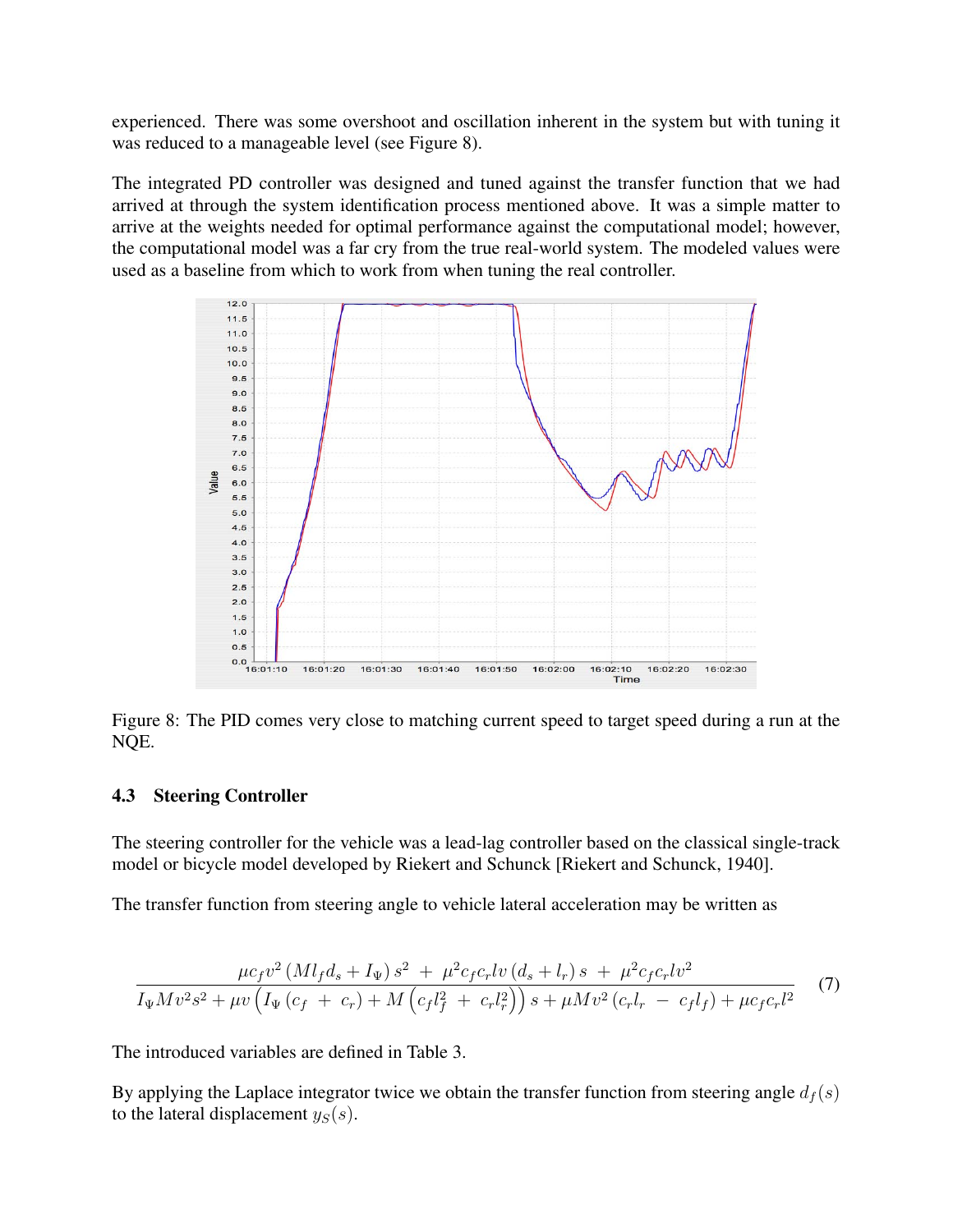experienced. There was some overshoot and oscillation inherent in the system but with tuning it was reduced to a manageable level (see Figure 8).

The integrated PD controller was designed and tuned against the transfer function that we had arrived at through the system identification process mentioned above. It was a simple matter to arrive at the weights needed for optimal performance against the computational model; however, the computational model was a far cry from the true real-world system. The modeled values were used as a baseline from which to work from when tuning the real controller.

Figure 8: The PID comes very close to matching current speed to target speed during a run at the NQE.

### 4.3 Steering Controller

The steering controller for the vehicle was a lead-lag controller based on the classical single-track model or bicycle model developed by Riekert and Schunck [Riekert and Schunck, 1940].

The transfer function from steering angle to vehicle lateral acceleration may be written as

$$\frac{\mu c_f v^2 \left(M l_f d_s + I_\Psi\right) s^2 \; + \; \mu^2 c_f c_r l v \left(d_s + l_r\right) s \; + \; \mu^2 c_f c_r l v^2}{I_\Psi M v^2 s^2 + \mu v \left(I_\Psi \left(c_f \; + \; c_r\right) + M \left(c_f l_f^2 \; + \; c_r l_r^2\right)\right) s + \mu M v^2 \left(c_r l_r \; - \; c_f l_f\right) + \mu c_f c_r l^2} \tag{7}$$

The introduced variables are defined in Table 3.

By applying the Laplace integrator twice we obtain the transfer function from steering angle $d_f(s)$ to the lateral displacement $y_S(s)$.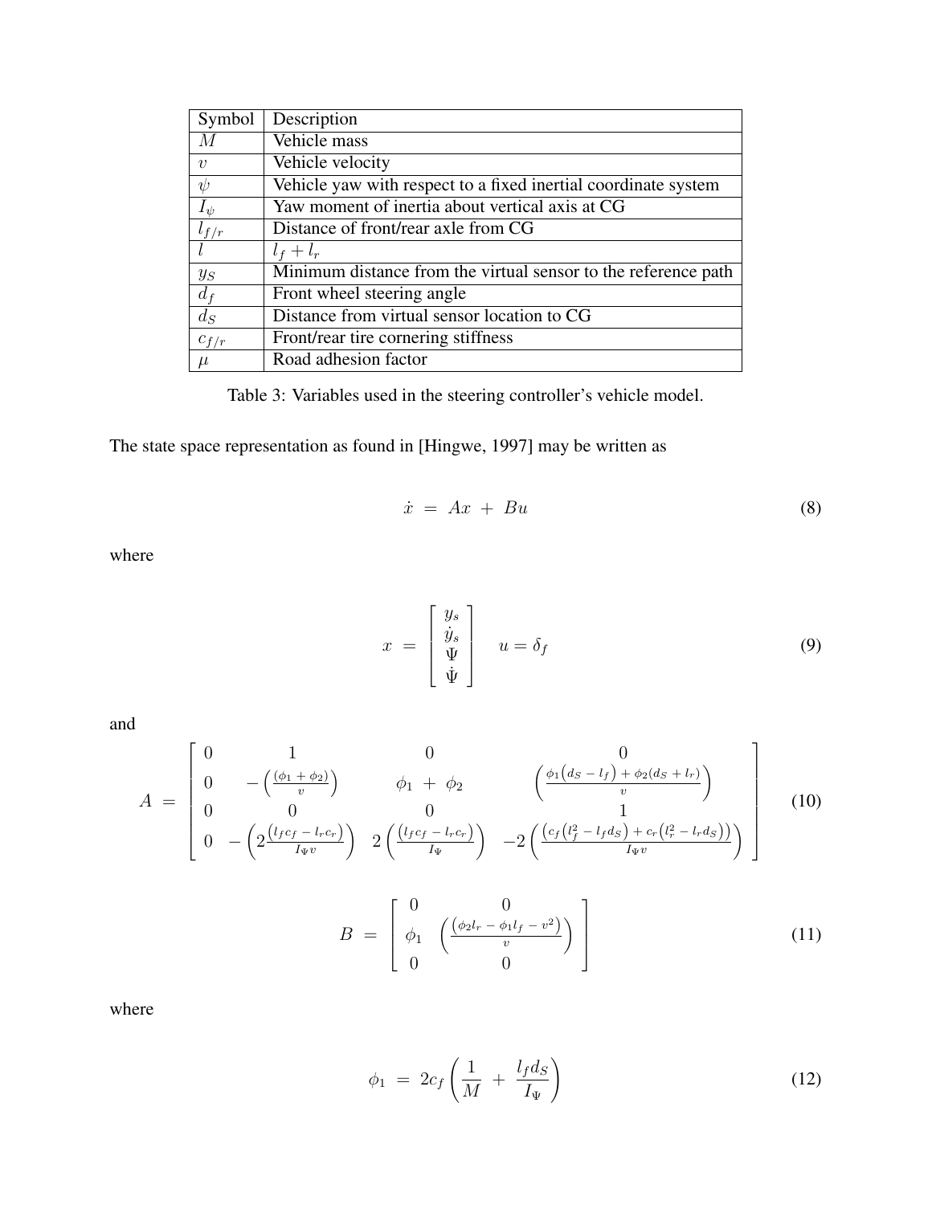| Symbol | Description |
| --- | --- |
| $M$ | Vehicle mass |
| $v$ | Vehicle velocity |
| $\psi$ | Vehicle yaw with respect to a fixed inertial coordinate system |
| $I_\psi$ | Yaw moment of inertia about vertical axis at CG |
| $l_{f/r}$ | Distance of front/rear axle from CG |
| $l$ | $l_f + l_r$ |
| $y_S$ | Minimum distance from the virtual sensor to the reference path |
| $d_f$ | Front wheel steering angle |
| $d_S$ | Distance from virtual sensor location to CG |
| $c_{f/r}$ | Front/rear tire cornering stiffness |
| $\mu$ | Road adhesion factor |

Table 3: Variables used in the steering controller's vehicle model.

The state space representation as found in [Hingwe, 1997] may be written as

$$\dot{x} \ = \ Ax \ + \ Bu \tag{8}$$

where

$$x \ = \ \begin{bmatrix} y_s \\ \dot{y}_s \\ \Psi \\ \dot{\Psi} \end{bmatrix} \quad u = \delta_f \tag{9}$$

and

$$A \ = \ \begin{bmatrix} 0 & 1 & 0 & 0 \\ 0 & -\left(\frac{(\phi_1 + \phi_2)}{v}\right) & \phi_1 \ + \ \phi_2 & \left(\frac{\phi_1\left(d_S - l_f\right) + \phi_2(d_S + l_r)}{v}\right) \\ 0 & 0 & 0 & 1 \\ 0 & -\left(2\frac{\left(l_f c_f - l_r c_r\right)}{I_\Psi v}\right) & 2\left(\frac{\left(l_f c_f - l_r c_r\right)}{I_\Psi}\right) & -2\left(\frac{\left(c_f\left(l_f^2 - l_f d_S\right) + c_r\left(l_r^2 - l_r d_S\right)\right)}{I_\Psi v}\right) \end{bmatrix} \tag{10}$$

$$B \ = \ \begin{bmatrix} 0 & 0 \\ \phi_1 & \left(\frac{\left(\phi_2 l_r - \phi_1 l_f - v^2\right)}{v}\right) \\ 0 & 0 \end{bmatrix} \tag{11}$$

where

$$\phi_1 \ = \ 2c_f\left(\frac{1}{M} \ + \ \frac{l_f d_S}{I_\Psi}\right) \tag{12}$$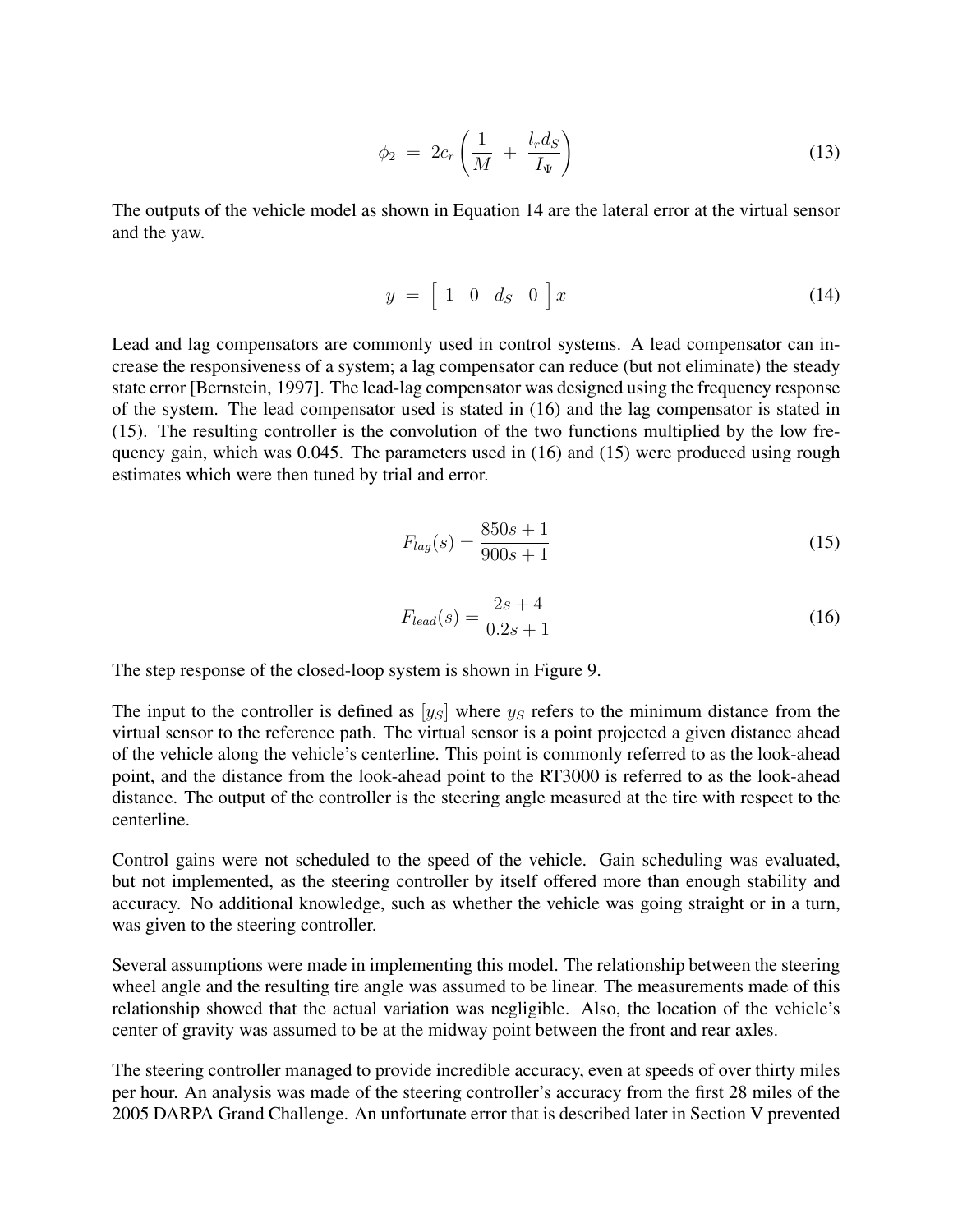$$\phi_2 \;=\; 2c_r \left( \frac{1}{M} \;+\; \frac{l_r d_S}{I_\Psi} \right) \tag{13}$$

The outputs of the vehicle model as shown in Equation 14 are the lateral error at the virtual sensor and the yaw.

$$y \;=\; \begin{bmatrix} 1 & 0 & d_S & 0 \end{bmatrix} x \tag{14}$$

Lead and lag compensators are commonly used in control systems. A lead compensator can increase the responsiveness of a system; a lag compensator can reduce (but not eliminate) the steady state error [Bernstein, 1997]. The lead-lag compensator was designed using the frequency response of the system. The lead compensator used is stated in (16) and the lag compensator is stated in (15). The resulting controller is the convolution of the two functions multiplied by the low frequency gain, which was 0.045. The parameters used in (16) and (15) were produced using rough estimates which were then tuned by trial and error.

$$F_{lag}(s) = \frac{850s + 1}{900s + 1} \tag{15}$$

$$F_{lead}(s) = \frac{2s + 4}{0.2s + 1} \tag{16}$$

The step response of the closed-loop system is shown in Figure 9.

The input to the controller is defined as $[y_S]$ where $y_S$ refers to the minimum distance from the virtual sensor to the reference path. The virtual sensor is a point projected a given distance ahead of the vehicle along the vehicle's centerline. This point is commonly referred to as the look-ahead point, and the distance from the look-ahead point to the RT3000 is referred to as the look-ahead distance. The output of the controller is the steering angle measured at the tire with respect to the centerline.

Control gains were not scheduled to the speed of the vehicle. Gain scheduling was evaluated, but not implemented, as the steering controller by itself offered more than enough stability and accuracy. No additional knowledge, such as whether the vehicle was going straight or in a turn, was given to the steering controller.

Several assumptions were made in implementing this model. The relationship between the steering wheel angle and the resulting tire angle was assumed to be linear. The measurements made of this relationship showed that the actual variation was negligible. Also, the location of the vehicle's center of gravity was assumed to be at the midway point between the front and rear axles.

The steering controller managed to provide incredible accuracy, even at speeds of over thirty miles per hour. An analysis was made of the steering controller's accuracy from the first 28 miles of the 2005 DARPA Grand Challenge. An unfortunate error that is described later in Section V prevented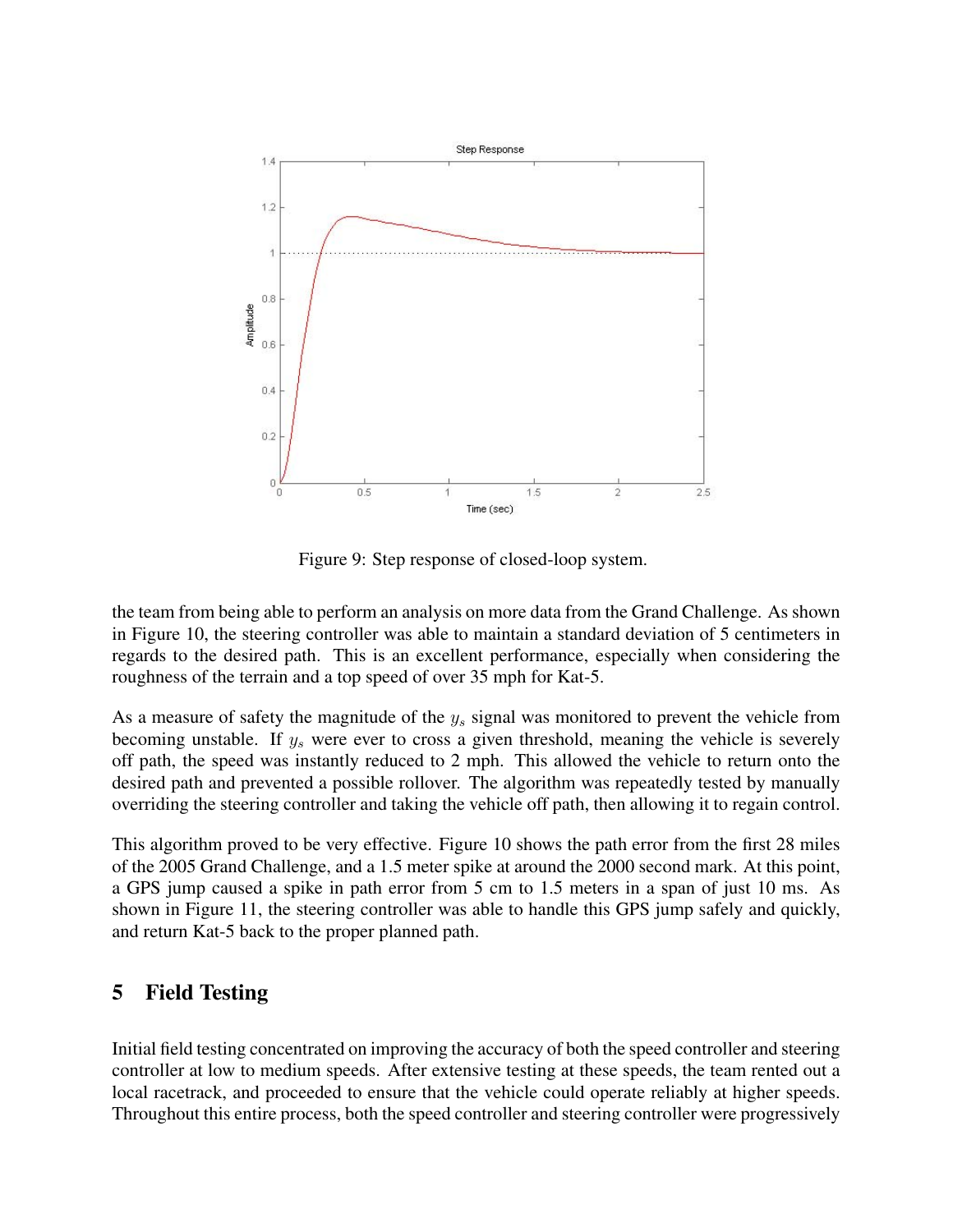Figure 9: Step response of closed-loop system.

the team from being able to perform an analysis on more data from the Grand Challenge. As shown in Figure 10, the steering controller was able to maintain a standard deviation of 5 centimeters in regards to the desired path. This is an excellent performance, especially when considering the roughness of the terrain and a top speed of over 35 mph for Kat-5.

As a measure of safety the magnitude of the $y_s$ signal was monitored to prevent the vehicle from becoming unstable. If $y_s$ were ever to cross a given threshold, meaning the vehicle is severely off path, the speed was instantly reduced to 2 mph. This allowed the vehicle to return onto the desired path and prevented a possible rollover. The algorithm was repeatedly tested by manually overriding the steering controller and taking the vehicle off path, then allowing it to regain control.

This algorithm proved to be very effective. Figure 10 shows the path error from the first 28 miles of the 2005 Grand Challenge, and a 1.5 meter spike at around the 2000 second mark. At this point, a GPS jump caused a spike in path error from 5 cm to 1.5 meters in a span of just 10 ms. As shown in Figure 11, the steering controller was able to handle this GPS jump safely and quickly, and return Kat-5 back to the proper planned path.

## 5 Field Testing

Initial field testing concentrated on improving the accuracy of both the speed controller and steering controller at low to medium speeds. After extensive testing at these speeds, the team rented out a local racetrack, and proceeded to ensure that the vehicle could operate reliably at higher speeds. Throughout this entire process, both the speed controller and steering controller were progressively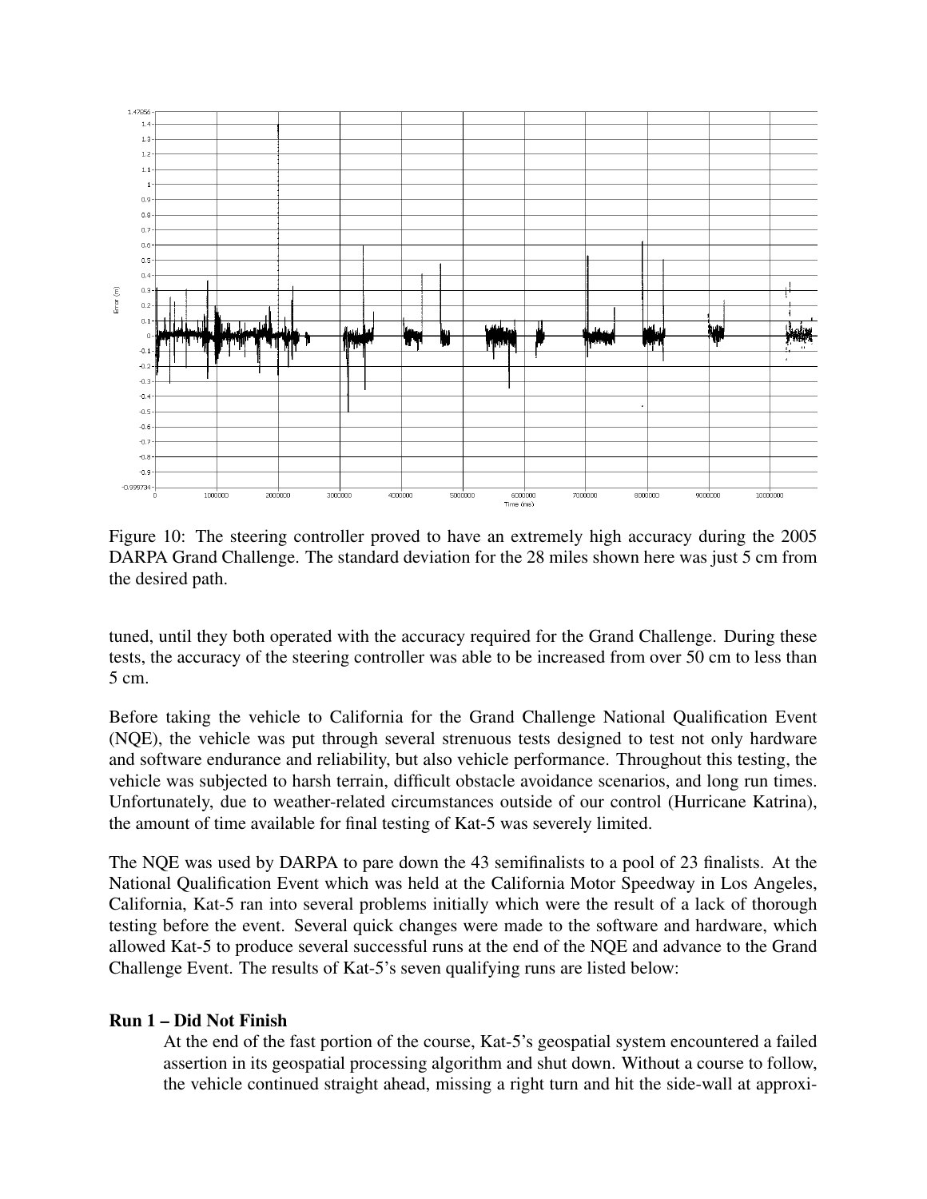Figure 10: The steering controller proved to have an extremely high accuracy during the 2005 DARPA Grand Challenge. The standard deviation for the 28 miles shown here was just 5 cm from the desired path.

tuned, until they both operated with the accuracy required for the Grand Challenge. During these tests, the accuracy of the steering controller was able to be increased from over 50 cm to less than 5 cm.

Before taking the vehicle to California for the Grand Challenge National Qualification Event (NQE), the vehicle was put through several strenuous tests designed to test not only hardware and software endurance and reliability, but also vehicle performance. Throughout this testing, the vehicle was subjected to harsh terrain, difficult obstacle avoidance scenarios, and long run times. Unfortunately, due to weather-related circumstances outside of our control (Hurricane Katrina), the amount of time available for final testing of Kat-5 was severely limited.

The NQE was used by DARPA to pare down the 43 semifinalists to a pool of 23 finalists. At the National Qualification Event which was held at the California Motor Speedway in Los Angeles, California, Kat-5 ran into several problems initially which were the result of a lack of thorough testing before the event. Several quick changes were made to the software and hardware, which allowed Kat-5 to produce several successful runs at the end of the NQE and advance to the Grand Challenge Event. The results of Kat-5's seven qualifying runs are listed below:

**Run 1 – Did Not Finish**

At the end of the fast portion of the course, Kat-5's geospatial system encountered a failed assertion in its geospatial processing algorithm and shut down. Without a course to follow, the vehicle continued straight ahead, missing a right turn and hit the side-wall at approxi-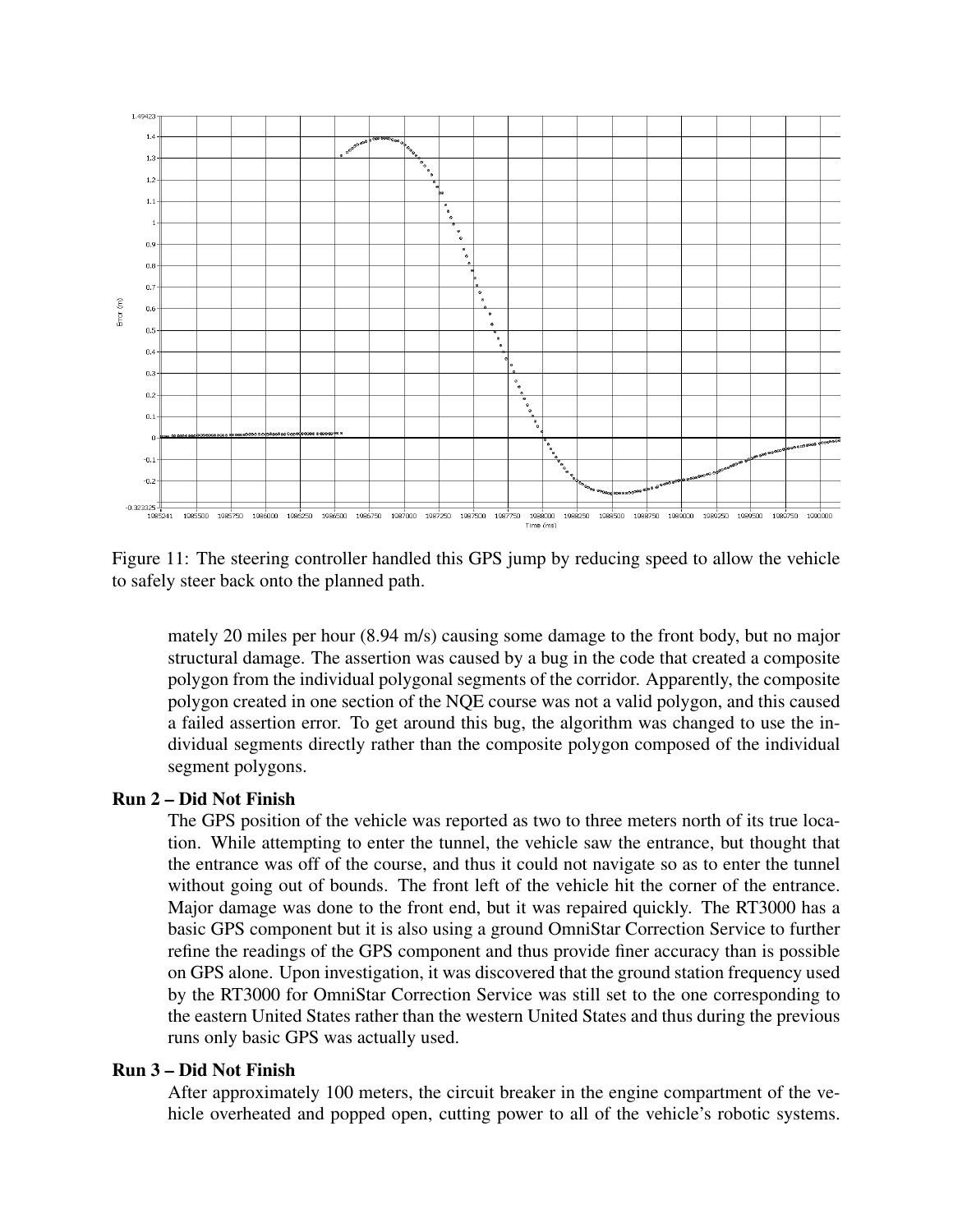Figure 11: The steering controller handled this GPS jump by reducing speed to allow the vehicle to safely steer back onto the planned path.

mately 20 miles per hour (8.94 m/s) causing some damage to the front body, but no major structural damage. The assertion was caused by a bug in the code that created a composite polygon from the individual polygonal segments of the corridor. Apparently, the composite polygon created in one section of the NQE course was not a valid polygon, and this caused a failed assertion error. To get around this bug, the algorithm was changed to use the individual segments directly rather than the composite polygon composed of the individual segment polygons.

**Run 2 – Did Not Finish**

The GPS position of the vehicle was reported as two to three meters north of its true location. While attempting to enter the tunnel, the vehicle saw the entrance, but thought that the entrance was off of the course, and thus it could not navigate so as to enter the tunnel without going out of bounds. The front left of the vehicle hit the corner of the entrance. Major damage was done to the front end, but it was repaired quickly. The RT3000 has a basic GPS component but it is also using a ground OmniStar Correction Service to further refine the readings of the GPS component and thus provide finer accuracy than is possible on GPS alone. Upon investigation, it was discovered that the ground station frequency used by the RT3000 for OmniStar Correction Service was still set to the one corresponding to the eastern United States rather than the western United States and thus during the previous runs only basic GPS was actually used.

**Run 3 – Did Not Finish**

After approximately 100 meters, the circuit breaker in the engine compartment of the vehicle overheated and popped open, cutting power to all of the vehicle's robotic systems.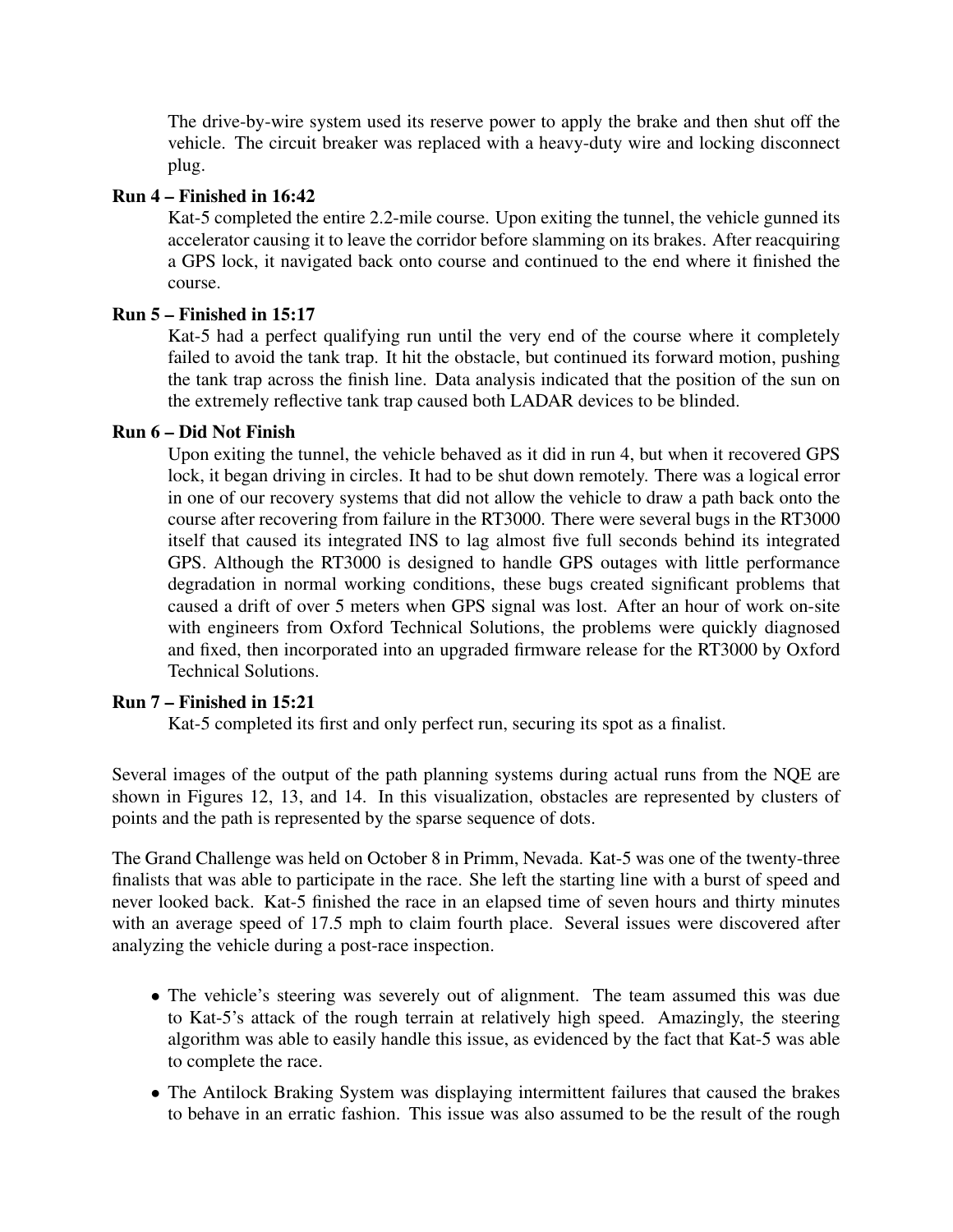The drive-by-wire system used its reserve power to apply the brake and then shut off the vehicle. The circuit breaker was replaced with a heavy-duty wire and locking disconnect plug.

**Run 4 – Finished in 16:42**

Kat-5 completed the entire 2.2-mile course. Upon exiting the tunnel, the vehicle gunned its accelerator causing it to leave the corridor before slamming on its brakes. After reacquiring a GPS lock, it navigated back onto course and continued to the end where it finished the course.

**Run 5 – Finished in 15:17**

Kat-5 had a perfect qualifying run until the very end of the course where it completely failed to avoid the tank trap. It hit the obstacle, but continued its forward motion, pushing the tank trap across the finish line. Data analysis indicated that the position of the sun on the extremely reflective tank trap caused both LADAR devices to be blinded.

**Run 6 – Did Not Finish**

Upon exiting the tunnel, the vehicle behaved as it did in run 4, but when it recovered GPS lock, it began driving in circles. It had to be shut down remotely. There was a logical error in one of our recovery systems that did not allow the vehicle to draw a path back onto the course after recovering from failure in the RT3000. There were several bugs in the RT3000 itself that caused its integrated INS to lag almost five full seconds behind its integrated GPS. Although the RT3000 is designed to handle GPS outages with little performance degradation in normal working conditions, these bugs created significant problems that caused a drift of over 5 meters when GPS signal was lost. After an hour of work on-site with engineers from Oxford Technical Solutions, the problems were quickly diagnosed and fixed, then incorporated into an upgraded firmware release for the RT3000 by Oxford Technical Solutions.

**Run 7 – Finished in 15:21**

Kat-5 completed its first and only perfect run, securing its spot as a finalist.

Several images of the output of the path planning systems during actual runs from the NQE are shown in Figures 12, 13, and 14. In this visualization, obstacles are represented by clusters of points and the path is represented by the sparse sequence of dots.

The Grand Challenge was held on October 8 in Primm, Nevada. Kat-5 was one of the twenty-three finalists that was able to participate in the race. She left the starting line with a burst of speed and never looked back. Kat-5 finished the race in an elapsed time of seven hours and thirty minutes with an average speed of 17.5 mph to claim fourth place. Several issues were discovered after analyzing the vehicle during a post-race inspection.

- The vehicle's steering was severely out of alignment. The team assumed this was due to Kat-5's attack of the rough terrain at relatively high speed. Amazingly, the steering algorithm was able to easily handle this issue, as evidenced by the fact that Kat-5 was able to complete the race.
- The Antilock Braking System was displaying intermittent failures that caused the brakes to behave in an erratic fashion. This issue was also assumed to be the result of the rough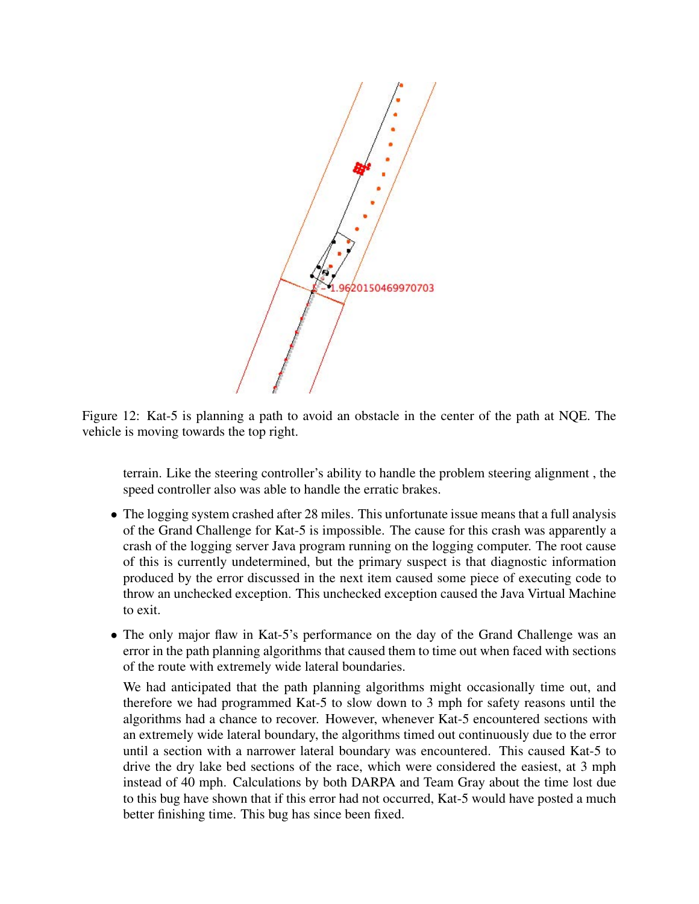Figure 12: Kat-5 is planning a path to avoid an obstacle in the center of the path at NQE. The vehicle is moving towards the top right.

terrain. Like the steering controller's ability to handle the problem steering alignment , the speed controller also was able to handle the erratic brakes.

- The logging system crashed after 28 miles. This unfortunate issue means that a full analysis of the Grand Challenge for Kat-5 is impossible. The cause for this crash was apparently a crash of the logging server Java program running on the logging computer. The root cause of this is currently undetermined, but the primary suspect is that diagnostic information produced by the error discussed in the next item caused some piece of executing code to throw an unchecked exception. This unchecked exception caused the Java Virtual Machine to exit.

- The only major flaw in Kat-5's performance on the day of the Grand Challenge was an error in the path planning algorithms that caused them to time out when faced with sections of the route with extremely wide lateral boundaries.

  We had anticipated that the path planning algorithms might occasionally time out, and therefore we had programmed Kat-5 to slow down to 3 mph for safety reasons until the algorithms had a chance to recover. However, whenever Kat-5 encountered sections with an extremely wide lateral boundary, the algorithms timed out continuously due to the error until a section with a narrower lateral boundary was encountered. This caused Kat-5 to drive the dry lake bed sections of the race, which were considered the easiest, at 3 mph instead of 40 mph. Calculations by both DARPA and Team Gray about the time lost due to this bug have shown that if this error had not occurred, Kat-5 would have posted a much better finishing time. This bug has since been fixed.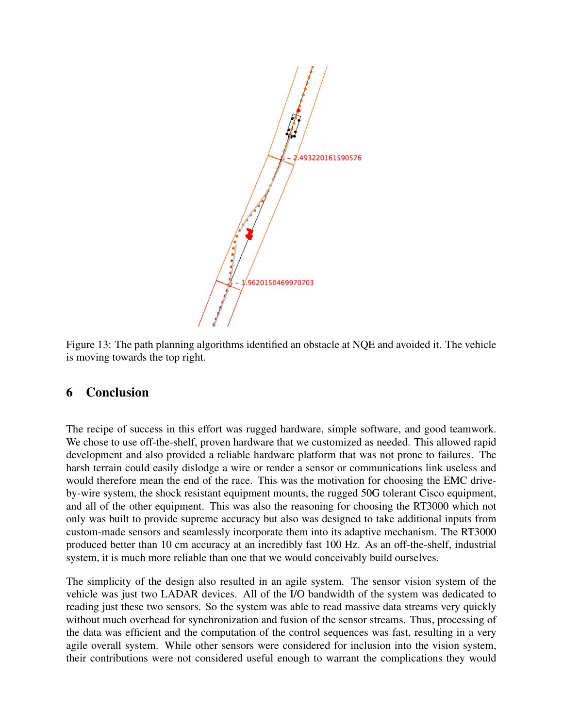Figure 13: The path planning algorithms identified an obstacle at NQE and avoided it. The vehicle is moving towards the top right.

## 6 Conclusion

The recipe of success in this effort was rugged hardware, simple software, and good teamwork. We chose to use off-the-shelf, proven hardware that we customized as needed. This allowed rapid development and also provided a reliable hardware platform that was not prone to failures. The harsh terrain could easily dislodge a wire or render a sensor or communications link useless and would therefore mean the end of the race. This was the motivation for choosing the EMC drive-by-wire system, the shock resistant equipment mounts, the rugged 50G tolerant Cisco equipment, and all of the other equipment. This was also the reasoning for choosing the RT3000 which not only was built to provide supreme accuracy but also was designed to take additional inputs from custom-made sensors and seamlessly incorporate them into its adaptive mechanism. The RT3000 produced better than 10 cm accuracy at an incredibly fast 100 Hz. As an off-the-shelf, industrial system, it is much more reliable than one that we would conceivably build ourselves.

The simplicity of the design also resulted in an agile system. The sensor vision system of the vehicle was just two LADAR devices. All of the I/O bandwidth of the system was dedicated to reading just these two sensors. So the system was able to read massive data streams very quickly without much overhead for synchronization and fusion of the sensor streams. Thus, processing of the data was efficient and the computation of the control sequences was fast, resulting in a very agile overall system. While other sensors were considered for inclusion into the vision system, their contributions were not considered useful enough to warrant the complications they would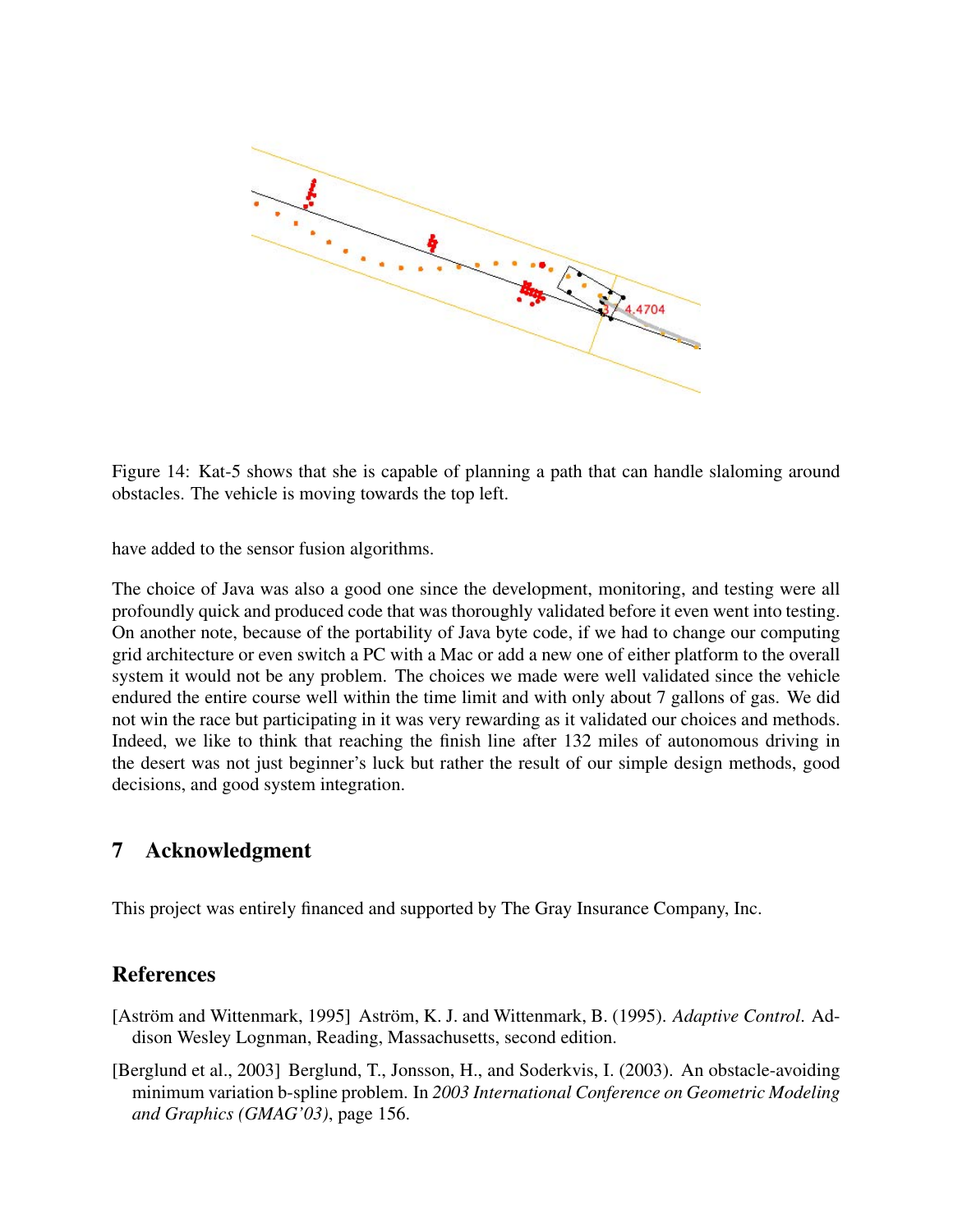Figure 14: Kat-5 shows that she is capable of planning a path that can handle slaloming around obstacles. The vehicle is moving towards the top left.

have added to the sensor fusion algorithms.

The choice of Java was also a good one since the development, monitoring, and testing were all profoundly quick and produced code that was thoroughly validated before it even went into testing. On another note, because of the portability of Java byte code, if we had to change our computing grid architecture or even switch a PC with a Mac or add a new one of either platform to the overall system it would not be any problem. The choices we made were well validated since the vehicle endured the entire course well within the time limit and with only about 7 gallons of gas. We did not win the race but participating in it was very rewarding as it validated our choices and methods. Indeed, we like to think that reaching the finish line after 132 miles of autonomous driving in the desert was not just beginner's luck but rather the result of our simple design methods, good decisions, and good system integration.

## 7 Acknowledgment

This project was entirely financed and supported by The Gray Insurance Company, Inc.

## References

[Aström and Wittenmark, 1995] Aström, K. J. and Wittenmark, B. (1995). *Adaptive Control*. Addison Wesley Lognman, Reading, Massachusetts, second edition.

[Berglund et al., 2003] Berglund, T., Jonsson, H., and Soderkvis, I. (2003). An obstacle-avoiding minimum variation b-spline problem. In *2003 International Conference on Geometric Modeling and Graphics (GMAG'03)*, page 156.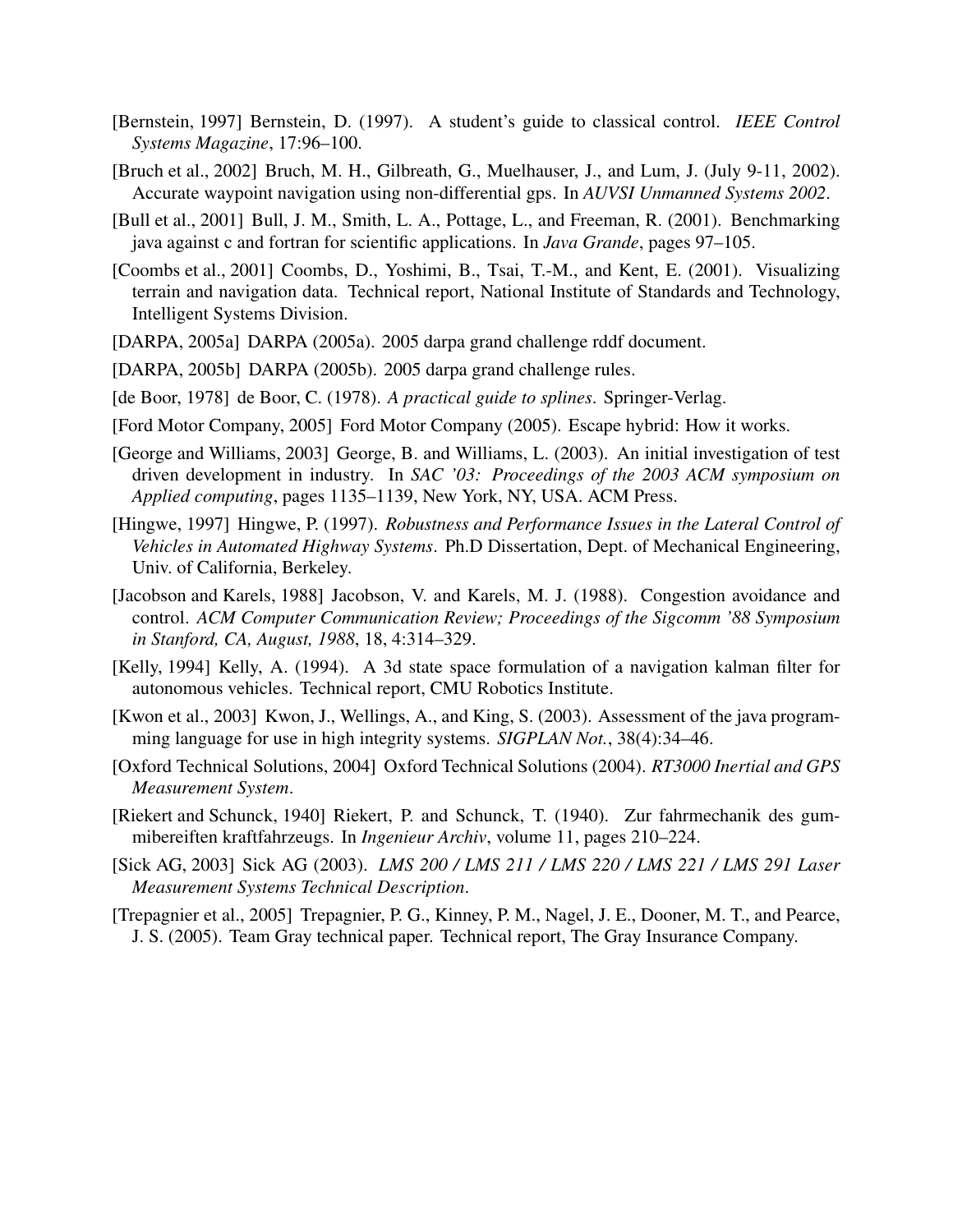[Bernstein, 1997] Bernstein, D. (1997). A student's guide to classical control. *IEEE Control Systems Magazine*, 17:96–100.

[Bruch et al., 2002] Bruch, M. H., Gilbreath, G., Muelhauser, J., and Lum, J. (July 9-11, 2002). Accurate waypoint navigation using non-differential gps. In *AUVSI Unmanned Systems 2002*.

[Bull et al., 2001] Bull, J. M., Smith, L. A., Pottage, L., and Freeman, R. (2001). Benchmarking java against c and fortran for scientific applications. In *Java Grande*, pages 97–105.

[Coombs et al., 2001] Coombs, D., Yoshimi, B., Tsai, T.-M., and Kent, E. (2001). Visualizing terrain and navigation data. Technical report, National Institute of Standards and Technology, Intelligent Systems Division.

[DARPA, 2005a] DARPA (2005a). 2005 darpa grand challenge rddf document.

[DARPA, 2005b] DARPA (2005b). 2005 darpa grand challenge rules.

[de Boor, 1978] de Boor, C. (1978). *A practical guide to splines*. Springer-Verlag.

[Ford Motor Company, 2005] Ford Motor Company (2005). Escape hybrid: How it works.

[George and Williams, 2003] George, B. and Williams, L. (2003). An initial investigation of test driven development in industry. In *SAC '03: Proceedings of the 2003 ACM symposium on Applied computing*, pages 1135–1139, New York, NY, USA. ACM Press.

[Hingwe, 1997] Hingwe, P. (1997). *Robustness and Performance Issues in the Lateral Control of Vehicles in Automated Highway Systems*. Ph.D Dissertation, Dept. of Mechanical Engineering, Univ. of California, Berkeley.

[Jacobson and Karels, 1988] Jacobson, V. and Karels, M. J. (1988). Congestion avoidance and control. *ACM Computer Communication Review; Proceedings of the Sigcomm '88 Symposium in Stanford, CA, August, 1988*, 18, 4:314–329.

[Kelly, 1994] Kelly, A. (1994). A 3d state space formulation of a navigation kalman filter for autonomous vehicles. Technical report, CMU Robotics Institute.

[Kwon et al., 2003] Kwon, J., Wellings, A., and King, S. (2003). Assessment of the java programming language for use in high integrity systems. *SIGPLAN Not.*, 38(4):34–46.

[Oxford Technical Solutions, 2004] Oxford Technical Solutions (2004). *RT3000 Inertial and GPS Measurement System*.

[Riekert and Schunck, 1940] Riekert, P. and Schunck, T. (1940). Zur fahrmechanik des gummibereiften kraftfahrzeugs. In *Ingenieur Archiv*, volume 11, pages 210–224.

[Sick AG, 2003] Sick AG (2003). *LMS 200 / LMS 211 / LMS 220 / LMS 221 / LMS 291 Laser Measurement Systems Technical Description*.

[Trepagnier et al., 2005] Trepagnier, P. G., Kinney, P. M., Nagel, J. E., Dooner, M. T., and Pearce, J. S. (2005). Team Gray technical paper. Technical report, The Gray Insurance Company.